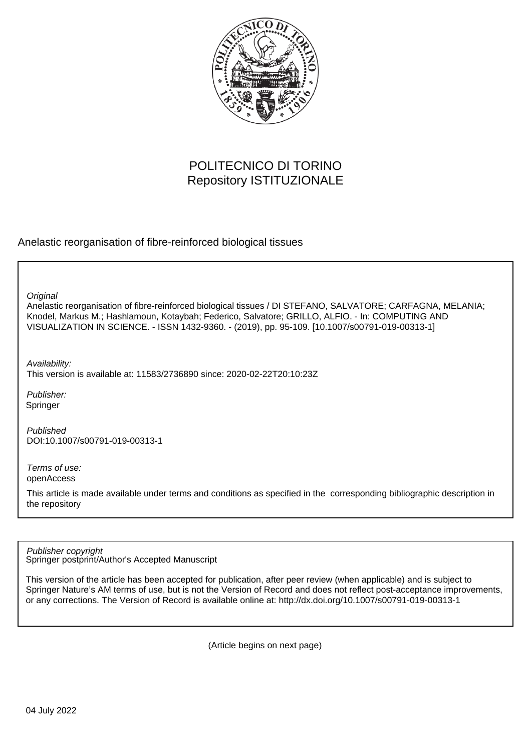POLITECNICO DI TORINO
Repository ISTITUZIONALE

Anelastic reorganisation of fibre-reinforced biological tissues

*Original*
Anelastic reorganisation of fibre-reinforced biological tissues / DI STEFANO, SALVATORE; CARFAGNA, MELANIA; Knodel, Markus M.; Hashlamoun, Kotaybah; Federico, Salvatore; GRILLO, ALFIO. - In: COMPUTING AND VISUALIZATION IN SCIENCE. - ISSN 1432-9360. - (2019), pp. 95-109. [10.1007/s00791-019-00313-1]

*Availability:*
This version is available at: 11583/2736890 since: 2020-02-22T20:10:23Z

*Publisher:*
Springer

*Published*
DOI:10.1007/s00791-019-00313-1

*Terms of use:*
openAccess

This article is made available under terms and conditions as specified in the corresponding bibliographic description in the repository

*Publisher copyright*
Springer postprint/Author's Accepted Manuscript

This version of the article has been accepted for publication, after peer review (when applicable) and is subject to Springer Nature's AM terms of use, but is not the Version of Record and does not reflect post-acceptance improvements, or any corrections. The Version of Record is available online at: http://dx.doi.org/10.1007/s00791-019-00313-1

(Article begins on next page)

04 July 2022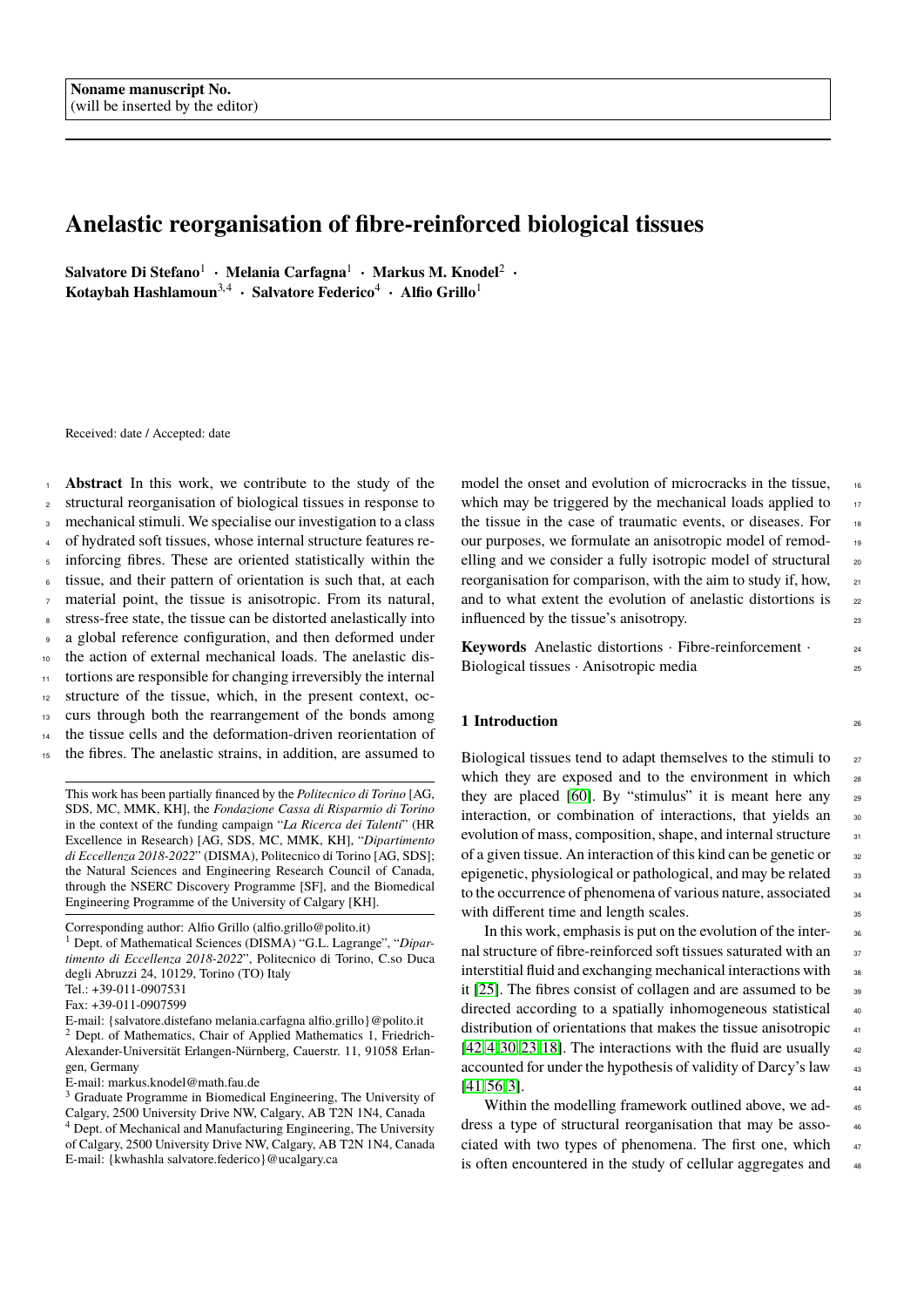Noname manuscript No.
(will be inserted by the editor)

# Anelastic reorganisation of fibre-reinforced biological tissues

**Salvatore Di Stefano**[1] · **Melania Carfagna**[1] · **Markus M. Knodel**[2] · **Kotaybah Hashlamoun**[3,4] · **Salvatore Federico**[4] · **Alfio Grillo**[1]

Received: date / Accepted: date

**Abstract** In this work, we contribute to the study of the structural reorganisation of biological tissues in response to mechanical stimuli. We specialise our investigation to a class of hydrated soft tissues, whose internal structure features reinforcing fibres. These are oriented statistically within the tissue, and their pattern of orientation is such that, at each material point, the tissue is anisotropic. From its natural, stress-free state, the tissue can be distorted anelastically into a global reference configuration, and then deformed under the action of external mechanical loads. The anelastic distortions are responsible for changing irreversibly the internal structure of the tissue, which, in the present context, occurs through both the rearrangement of the bonds among the tissue cells and the deformation-driven reorientation of the fibres. The anelastic strains, in addition, are assumed to model the onset and evolution of microcracks in the tissue, which may be triggered by the mechanical loads applied to the tissue in the case of traumatic events, or diseases. For our purposes, we formulate an anisotropic model of remodelling and we consider a fully isotropic model of structural reorganisation for comparison, with the aim to study if, how, and to what extent the evolution of anelastic distortions is influenced by the tissue's anisotropy.

**Keywords** Anelastic distortions · Fibre-reinforcement · Biological tissues · Anisotropic media

This work has been partially financed by the *Politecnico di Torino* [AG, SDS, MC, MMK, KH], the *Fondazione Cassa di Risparmio di Torino* in the context of the funding campaign "*La Ricerca dei Talenti*" (HR Excellence in Research) [AG, SDS, MC, MMK, KH], "*Dipartimento di Eccellenza 2018-2022*" (DISMA), Politecnico di Torino [AG, SDS]; the Natural Sciences and Engineering Research Council of Canada, through the NSERC Discovery Programme [SF], and the Biomedical Engineering Programme of the University of Calgary [KH].

Corresponding author: Alfio Grillo (alfio.grillo@polito.it)
[1] Dept. of Mathematical Sciences (DISMA) "G.L. Lagrange", "*Dipartimento di Eccellenza 2018-2022*", Politecnico di Torino, C.so Duca degli Abruzzi 24, 10129, Torino (TO) Italy
Tel.: +39-011-0907531
Fax: +39-011-0907599
E-mail: {salvatore.distefano melania.carfagna alfio.grillo}@polito.it
[2] Dept. of Mathematics, Chair of Applied Mathematics 1, Friedrich-Alexander-Universität Erlangen-Nürnberg, Cauerstr. 11, 91058 Erlangen, Germany
E-mail: markus.knodel@math.fau.de
[3] Graduate Programme in Biomedical Engineering, The University of Calgary, 2500 University Drive NW, Calgary, AB T2N 1N4, Canada
[4] Dept. of Mechanical and Manufacturing Engineering, The University of Calgary, 2500 University Drive NW, Calgary, AB T2N 1N4, Canada
E-mail: {kwhashla salvatore.federico}@ucalgary.ca

## 1 Introduction

Biological tissues tend to adapt themselves to the stimuli to which they are exposed and to the environment in which they are placed [60]. By "stimulus" it is meant here any interaction, or combination of interactions, that yields an evolution of mass, composition, shape, and internal structure of a given tissue. An interaction of this kind can be genetic or epigenetic, physiological or pathological, and may be related to the occurrence of phenomena of various nature, associated with different time and length scales.

In this work, emphasis is put on the evolution of the internal structure of fibre-reinforced soft tissues saturated with an interstitial fluid and exchanging mechanical interactions with it [25]. The fibres consist of collagen and are assumed to be directed according to a spatially inhomogeneous statistical distribution of orientations that makes the tissue anisotropic [42,4,30,23,18]. The interactions with the fluid are usually accounted for under the hypothesis of validity of Darcy's law [41,56,3].

Within the modelling framework outlined above, we address a type of structural reorganisation that may be associated with two types of phenomena. The first one, which is often encountered in the study of cellular aggregates and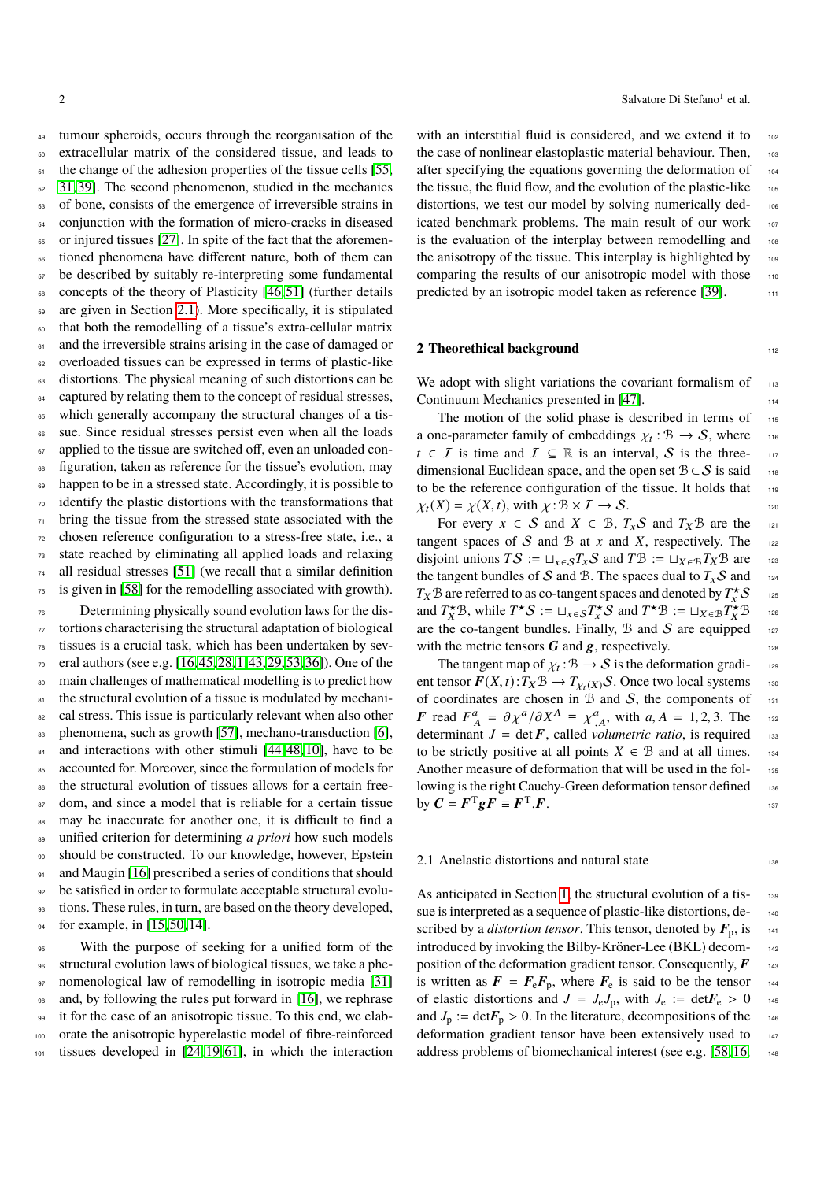tumour spheroids, occurs through the reorganisation of the extracellular matrix of the considered tissue, and leads to the change of the adhesion properties of the tissue cells [55, 31, 39]. The second phenomenon, studied in the mechanics of bone, consists of the emergence of irreversible strains in conjunction with the formation of micro-cracks in diseased or injured tissues [27]. In spite of the fact that the aforementioned phenomena have different nature, both of them can be described by suitably re-interpreting some fundamental concepts of the theory of Plasticity [46, 51] (further details are given in Section 2.1). More specifically, it is stipulated that both the remodelling of a tissue's extra-cellular matrix and the irreversible strains arising in the case of damaged or overloaded tissues can be expressed in terms of plastic-like distortions. The physical meaning of such distortions can be captured by relating them to the concept of residual stresses, which generally accompany the structural changes of a tissue. Since residual stresses persist even when all the loads applied to the tissue are switched off, even an unloaded configuration, taken as reference for the tissue's evolution, may happen to be in a stressed state. Accordingly, it is possible to identify the plastic distortions with the transformations that bring the tissue from the stressed state associated with the chosen reference configuration to a stress-free state, i.e., a state reached by eliminating all applied loads and relaxing all residual stresses [51] (we recall that a similar definition is given in [58] for the remodelling associated with growth).

Determining physically sound evolution laws for the distortions characterising the structural adaptation of biological tissues is a crucial task, which has been undertaken by several authors (see e.g. [16, 45, 28, 1, 43, 29, 53, 36]). One of the main challenges of mathematical modelling is to predict how the structural evolution of a tissue is modulated by mechanical stress. This issue is particularly relevant when also other phenomena, such as growth [57], mechano-transduction [6], and interactions with other stimuli [44, 48, 10], have to be accounted for. Moreover, since the formulation of models for the structural evolution of tissues allows for a certain freedom, and since a model that is reliable for a certain tissue may be inaccurate for another one, it is difficult to find a unified criterion for determining *a priori* how such models should be constructed. To our knowledge, however, Epstein and Maugin [16] prescribed a series of conditions that should be satisfied in order to formulate acceptable structural evolutions. These rules, in turn, are based on the theory developed, for example, in [15, 50, 14].

With the purpose of seeking for a unified form of the structural evolution laws of biological tissues, we take a phenomenological law of remodelling in isotropic media [31] and, by following the rules put forward in [16], we rephrase it for the case of an anisotropic tissue. To this end, we elaborate the anisotropic hyperelastic model of fibre-reinforced tissues developed in [24, 19, 61], in which the interaction with an interstitial fluid is considered, and we extend it to the case of nonlinear elastoplastic material behaviour. Then, after specifying the equations governing the deformation of the tissue, the fluid flow, and the evolution of the plastic-like distortions, we test our model by solving numerically dedicated benchmark problems. The main result of our work is the evaluation of the interplay between remodelling and the anisotropy of the tissue. This interplay is highlighted by comparing the results of our anisotropic model with those predicted by an isotropic model taken as reference [39].

## 2 Theorethical background

We adopt with slight variations the covariant formalism of Continuum Mechanics presented in [47].

The motion of the solid phase is described in terms of a one-parameter family of embeddings $\chi_t : \mathcal{B} \to \mathcal{S}$, where $t \in \mathcal{I}$ is time and $\mathcal{I} \subseteq \mathbb{R}$ is an interval, $\mathcal{S}$ is the three-dimensional Euclidean space, and the open set $\mathcal{B} \subset \mathcal{S}$ is said to be the reference configuration of the tissue. It holds that $\chi_t(X) = \chi(X, t)$, with $\chi : \mathcal{B} \times \mathcal{I} \to \mathcal{S}$.

For every $x \in \mathcal{S}$ and $X \in \mathcal{B}$, $T_x\mathcal{S}$ and $T_X\mathcal{B}$ are the tangent spaces of $\mathcal{S}$ and $\mathcal{B}$ at $x$ and $X$, respectively. The disjoint unions $T\mathcal{S} := \sqcup_{x\in\mathcal{S}} T_x\mathcal{S}$ and $T\mathcal{B} := \sqcup_{X\in\mathcal{B}} T_X\mathcal{B}$ are the tangent bundles of $\mathcal{S}$ and $\mathcal{B}$. The spaces dual to $T_x\mathcal{S}$ and $T_X\mathcal{B}$ are referred to as co-tangent spaces and denoted by $T_x^\star\mathcal{S}$ and $T_X^\star\mathcal{B}$, while $T^\star\mathcal{S} := \sqcup_{x\in\mathcal{S}} T_x^\star\mathcal{S}$ and $T^\star\mathcal{B} := \sqcup_{X\in\mathcal{B}} T_X^\star\mathcal{B}$ are the co-tangent bundles. Finally, $\mathcal{B}$ and $\mathcal{S}$ are equipped with the metric tensors $\boldsymbol{G}$ and $\boldsymbol{g}$, respectively.

The tangent map of $\chi_t : \mathcal{B} \to \mathcal{S}$ is the deformation gradient tensor $\boldsymbol{F}(X, t) : T_X\mathcal{B} \to T_{\chi_t(X)}\mathcal{S}$. Once two local systems of coordinates are chosen in $\mathcal{B}$ and $\mathcal{S}$, the components of $\boldsymbol{F}$ read $F^a_{\ A} = \partial\chi^a/\partial X^A \equiv \chi^a_{\ ,A}$, with $a, A = 1, 2, 3$. The determinant $J = \det\boldsymbol{F}$, called *volumetric ratio*, is required to be strictly positive at all points $X \in \mathcal{B}$ and at all times. Another measure of deformation that will be used in the following is the right Cauchy-Green deformation tensor defined by $\boldsymbol{C} = \boldsymbol{F}^{\mathrm{T}}\boldsymbol{g}\boldsymbol{F} \equiv \boldsymbol{F}^{\mathrm{T}}.\boldsymbol{F}$.

### 2.1 Anelastic distortions and natural state

As anticipated in Section 1, the structural evolution of a tissue is interpreted as a sequence of plastic-like distortions, described by a *distortion tensor*. This tensor, denoted by $\boldsymbol{F}_{\mathrm{p}}$, is introduced by invoking the Bilby-Kröner-Lee (BKL) decomposition of the deformation gradient tensor. Consequently, $\boldsymbol{F}$ is written as $\boldsymbol{F} = \boldsymbol{F}_{\mathrm{e}}\boldsymbol{F}_{\mathrm{p}}$, where $\boldsymbol{F}_{\mathrm{e}}$ is said to be the tensor of elastic distortions and $J = J_{\mathrm{e}}J_{\mathrm{p}}$, with $J_{\mathrm{e}} := \det\boldsymbol{F}_{\mathrm{e}} > 0$ and $J_{\mathrm{p}} := \det\boldsymbol{F}_{\mathrm{p}} > 0$. In the literature, decompositions of the deformation gradient tensor have been extensively used to address problems of biomechanical interest (see e.g. [58, 16,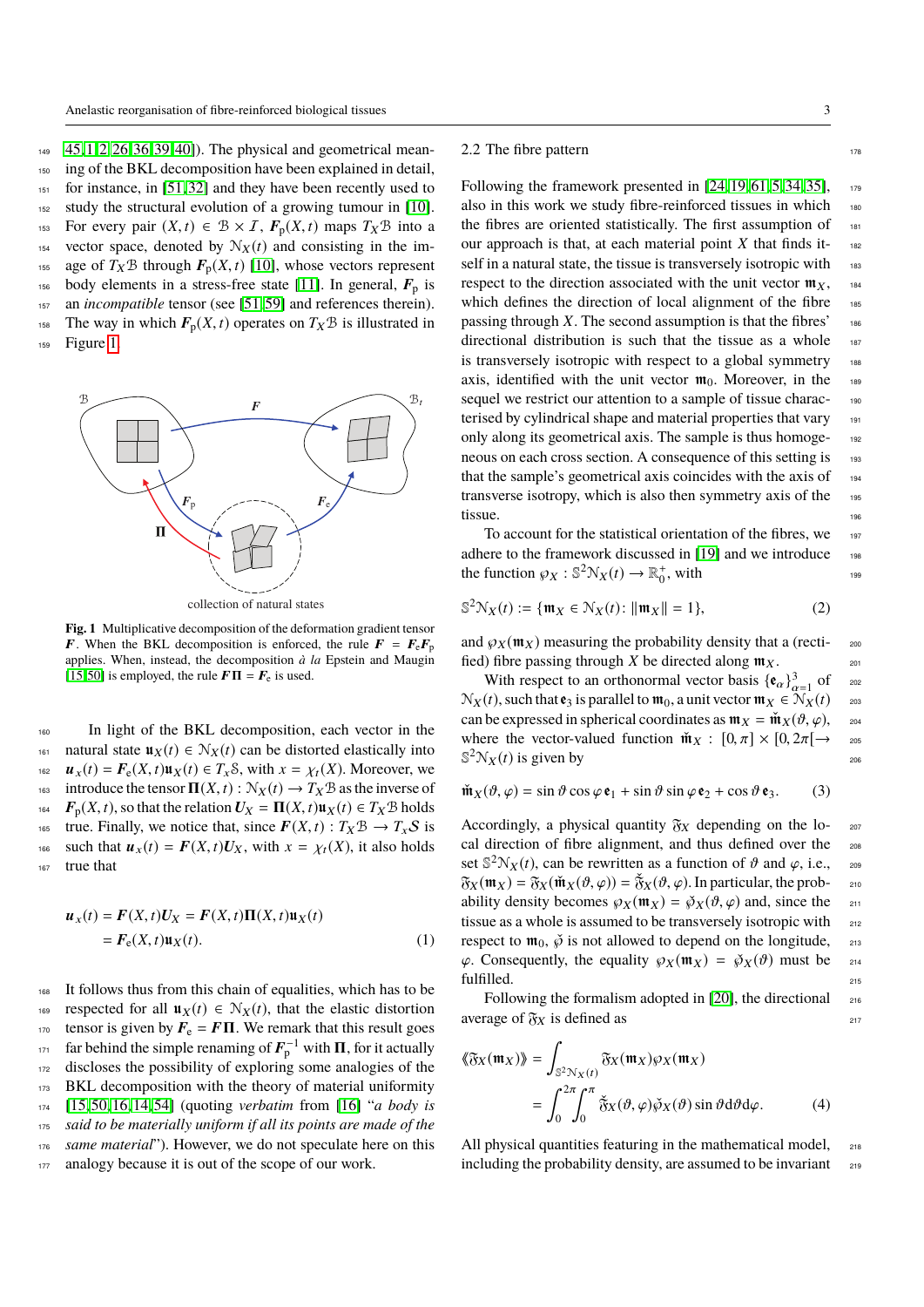[45,1,2,26,36,39,40]). The physical and geometrical meaning of the BKL decomposition have been explained in detail, for instance, in [51,32] and they have been recently used to study the structural evolution of a growing tumour in [10]. For every pair $(X,t) \in \mathcal{B} \times \mathcal{I}$, $\boldsymbol{F}_{\mathrm{p}}(X,t)$ maps $T_X\mathcal{B}$ into a vector space, denoted by $\mathcal{N}_X(t)$ and consisting in the image of $T_X\mathcal{B}$ through $\boldsymbol{F}_{\mathrm{p}}(X,t)$ [10], whose vectors represent body elements in a stress-free state [11]. In general, $\boldsymbol{F}_{\mathrm{p}}$ is an *incompatible* tensor (see [51,59] and references therein). The way in which $\boldsymbol{F}_{\mathrm{p}}(X,t)$ operates on $T_X\mathcal{B}$ is illustrated in Figure 1.

**Fig. 1** Multiplicative decomposition of the deformation gradient tensor $\boldsymbol{F}$. When the BKL decomposition is enforced, the rule $\boldsymbol{F} = \boldsymbol{F}_{\mathrm{e}}\boldsymbol{F}_{\mathrm{p}}$ applies. When, instead, the decomposition *à la* Epstein and Maugin [15,50] is employed, the rule $\boldsymbol{F}\boldsymbol{\Pi} = \boldsymbol{F}_{\mathrm{e}}$ is used.

In light of the BKL decomposition, each vector in the natural state $\mathfrak{u}_X(t) \in \mathcal{N}_X(t)$ can be distorted elastically into $\boldsymbol{u}_x(t) = \boldsymbol{F}_{\mathrm{e}}(X,t)\mathfrak{u}_X(t) \in T_x\mathcal{S}$, with $x = \chi_t(X)$. Moreover, we introduce the tensor $\boldsymbol{\Pi}(X,t) : \mathcal{N}_X(t) \to T_X\mathcal{B}$ as the inverse of $\boldsymbol{F}_{\mathrm{p}}(X,t)$, so that the relation $\boldsymbol{U}_X = \boldsymbol{\Pi}(X,t)\mathfrak{u}_X(t) \in T_X\mathcal{B}$ holds true. Finally, we notice that, since $\boldsymbol{F}(X,t) : T_X\mathcal{B} \to T_x\mathcal{S}$ is such that $\boldsymbol{u}_x(t) = \boldsymbol{F}(X,t)\boldsymbol{U}_X$, with $x = \chi_t(X)$, it also holds true that

$$
\begin{aligned}
\boldsymbol{u}_x(t) &= \boldsymbol{F}(X,t)\boldsymbol{U}_X = \boldsymbol{F}(X,t)\boldsymbol{\Pi}(X,t)\mathfrak{u}_X(t) \\
&= \boldsymbol{F}_{\mathrm{e}}(X,t)\mathfrak{u}_X(t).
\end{aligned} \tag{1}
$$

It follows thus from this chain of equalities, which has to be respected for all $\mathfrak{u}_X(t) \in \mathcal{N}_X(t)$, that the elastic distortion tensor is given by $\boldsymbol{F}_{\mathrm{e}} = \boldsymbol{F}\boldsymbol{\Pi}$. We remark that this result goes far behind the simple renaming of $\boldsymbol{F}_{\mathrm{p}}^{-1}$ with $\boldsymbol{\Pi}$, for it actually discloses the possibility of exploring some analogies of the BKL decomposition with the theory of material uniformity [15,50,16,14,54] (quoting *verbatim* from [16] "*a body is said to be materially uniform if all its points are made of the same material*"). However, we do not speculate here on this analogy because it is out of the scope of our work.

## 2.2 The fibre pattern

Following the framework presented in [24,19,61,5,34,35], also in this work we study fibre-reinforced tissues in which the fibres are oriented statistically. The first assumption of our approach is that, at each material point $X$ that finds itself in a natural state, the tissue is transversely isotropic with respect to the direction associated with the unit vector $\mathfrak{m}_X$, which defines the direction of local alignment of the fibre passing through $X$. The second assumption is that the fibres' directional distribution is such that the tissue as a whole is transversely isotropic with respect to a global symmetry axis, identified with the unit vector $\mathfrak{m}_0$. Moreover, in the sequel we restrict our attention to a sample of tissue characterised by cylindrical shape and material properties that vary only along its geometrical axis. The sample is thus homogeneous on each cross section. A consequence of this setting is that the sample's geometrical axis coincides with the axis of transverse isotropy, which is also then symmetry axis of the tissue.

To account for the statistical orientation of the fibres, we adhere to the framework discussed in [19] and we introduce the function $\wp_X : \mathbb{S}^2\mathcal{N}_X(t) \to \mathbb{R}_0^+$, with

$$
\mathbb{S}^2\mathcal{N}_X(t) := \{\mathfrak{m}_X \in \mathcal{N}_X(t) \colon \|\mathfrak{m}_X\| = 1\}, \tag{2}
$$

and $\wp_X(\mathfrak{m}_X)$ measuring the probability density that a (rectified) fibre passing through $X$ be directed along $\mathfrak{m}_X$.

With respect to an orthonormal vector basis $\{\mathfrak{e}_\alpha\}_{\alpha=1}^3$ of $\mathcal{N}_X(t)$, such that $\mathfrak{e}_3$ is parallel to $\mathfrak{m}_0$, a unit vector $\mathfrak{m}_X \in \mathcal{N}_X(t)$ can be expressed in spherical coordinates as $\mathfrak{m}_X = \check{\mathfrak{m}}_X(\vartheta,\varphi)$, where the vector-valued function $\check{\mathfrak{m}}_X : [0,\pi] \times [0,2\pi[ \to \mathbb{S}^2\mathcal{N}_X(t)$ is given by

$$
\check{\mathfrak{m}}_X(\vartheta,\varphi) = \sin\vartheta\cos\varphi\,\mathfrak{e}_1 + \sin\vartheta\sin\varphi\,\mathfrak{e}_2 + \cos\vartheta\,\mathfrak{e}_3. \tag{3}
$$

Accordingly, a physical quantity $\mathfrak{F}_X$ depending on the local direction of fibre alignment, and thus defined over the set $\mathbb{S}^2\mathcal{N}_X(t)$, can be rewritten as a function of $\vartheta$ and $\varphi$, i.e., $\mathfrak{F}_X(\mathfrak{m}_X) = \mathfrak{F}_X(\check{\mathfrak{m}}_X(\vartheta,\varphi)) = \check{\mathfrak{F}}_X(\vartheta,\varphi)$. In particular, the probability density becomes $\wp_X(\mathfrak{m}_X) = \check{\wp}_X(\vartheta,\varphi)$ and, since the tissue as a whole is assumed to be transversely isotropic with respect to $\mathfrak{m}_0$, $\check{\wp}$ is not allowed to depend on the longitude, $\varphi$. Consequently, the equality $\wp_X(\mathfrak{m}_X) = \check{\wp}_X(\vartheta)$ must be fulfilled.

Following the formalism adopted in [20], the directional average of $\mathfrak{F}_X$ is defined as

$$
\begin{aligned}
\langle\!\langle \mathfrak{F}_X(\mathfrak{m}_X) \rangle\!\rangle &= \int_{\mathbb{S}^2\mathcal{N}_X(t)} \mathfrak{F}_X(\mathfrak{m}_X)\wp_X(\mathfrak{m}_X) \\
&= \int_0^{2\pi}\!\!\int_0^{\pi} \check{\mathfrak{F}}_X(\vartheta,\varphi)\check{\wp}_X(\vartheta)\sin\vartheta\,\mathrm{d}\vartheta\mathrm{d}\varphi.
\end{aligned} \tag{4}
$$

All physical quantities featuring in the mathematical model, including the probability density, are assumed to be invariant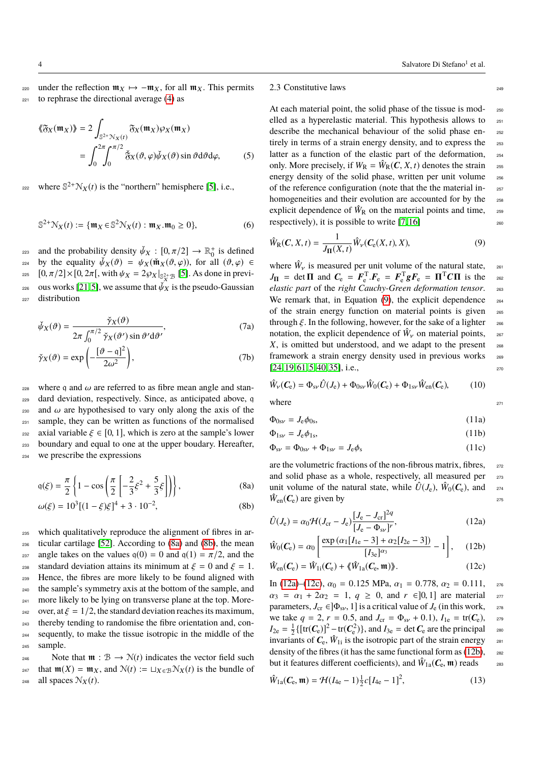under the reflection $\mathfrak{m}_X \mapsto -\mathfrak{m}_X$, for all $\mathfrak{m}_X$. This permits to rephrase the directional average (4) as

$$\langle\!\langle \mathfrak{F}_X(\mathfrak{m}_X) \rangle\!\rangle = 2 \int_{\mathbb{S}^{2+}\mathcal{N}_X(t)} \mathfrak{F}_X(\mathfrak{m}_X) \wp_X(\mathfrak{m}_X) = \int_0^{2\pi} \int_0^{\pi/2} \check{\mathfrak{F}}_X(\vartheta, \varphi) \check{\psi}_X(\vartheta) \sin\vartheta \mathrm{d}\vartheta \mathrm{d}\varphi, \qquad (5)$$

where $\mathbb{S}^{2+}\mathcal{N}_X(t)$ is the "northern" hemisphere [5], i.e.,

$$\mathbb{S}^{2+}\mathcal{N}_X(t) := \{\mathfrak{m}_X \in \mathbb{S}^2\mathcal{N}_X(t) : \mathfrak{m}_X.\mathfrak{m}_0 \geq 0\}, \qquad (6)$$

and the probability density $\check{\psi}_X : [0, \pi/2] \to \mathbb{R}_0^+$ is defined by the equality $\check{\psi}_X(\vartheta) = \psi_X(\check{\mathfrak{m}}_X(\vartheta, \varphi))$, for all $(\vartheta, \varphi) \in [0, \pi/2] \times [0, 2\pi[$, with $\psi_X = 2\wp_X|_{\mathbb{S}^{2+}_X\mathcal{B}}$ [5]. As done in previous works [21,5], we assume that $\check{\psi}_X$ is the pseudo-Gaussian distribution

$$\check{\psi}_X(\vartheta) = \frac{\check{\gamma}_X(\vartheta)}{2\pi \int_0^{\pi/2} \check{\gamma}_X(\vartheta') \sin\vartheta' \mathrm{d}\vartheta'}, \qquad (7a)$$

$$\check{\gamma}_X(\vartheta) = \exp\left(-\frac{[\vartheta - \mathfrak{q}]^2}{2\omega^2}\right), \qquad (7b)$$

where $\mathfrak{q}$ and $\omega$ are referred to as fibre mean angle and standard deviation, respectively. Since, as anticipated above, $\mathfrak{q}$ and $\omega$ are hypothesised to vary only along the axis of the sample, they can be written as functions of the normalised axial variable $\xi \in [0, 1]$, which is zero at the sample's lower boundary and equal to one at the upper boudary. Hereafter, we prescribe the expressions

$$\mathfrak{q}(\xi) = \frac{\pi}{2}\left\{1 - \cos\left(\frac{\pi}{2}\left[-\frac{2}{3}\xi^2 + \frac{5}{3}\xi\right]\right)\right\}, \qquad (8a)$$

$$\omega(\xi) = 10^3[(1-\xi)\xi]^4 + 3 \cdot 10^{-2}, \qquad (8b)$$

which qualitatively reproduce the alignment of fibres in articular cartilage [52]. According to (8a) and (8b), the mean angle takes on the values $\mathfrak{q}(0) = 0$ and $\mathfrak{q}(1) = \pi/2$, and the standard deviation attains its minimum at $\xi = 0$ and $\xi = 1$. Hence, the fibres are more likely to be found aligned with the sample's symmetry axis at the bottom of the sample, and more likely to be lying on transverse plane at the top. Moreover, at $\xi = 1/2$, the standard deviation reaches its maximum, thereby tending to randomise the fibre orientation and, consequently, to make the tissue isotropic in the middle of the sample.

Note that $\mathfrak{m} : \mathcal{B} \to \mathcal{N}(t)$ indicates the vector field such that $\mathfrak{m}(X) = \mathfrak{m}_X$, and $\mathcal{N}(t) := \sqcup_{X \in \mathcal{B}} \mathcal{N}_X(t)$ is the bundle of all spaces $\mathcal{N}_X(t)$.

## 2.3 Constitutive laws

At each material point, the solid phase of the tissue is modelled as a hyperelastic material. This hypothesis allows to describe the mechanical behaviour of the solid phase entirely in terms of a strain energy density, and to express the latter as a function of the elastic part of the deformation, only. More precisely, if $W_\mathrm{R} = \hat{W}_\mathrm{R}(\boldsymbol{C}, X, t)$ denotes the strain energy density of the solid phase, written per unit volume of the reference configuration (note that the the material inhomogeneities and their evolution are accounted for by the explicit dependence of $\hat{W}_\mathrm{R}$ on the material points and time, respectively), it is possible to write [7,16]

$$\hat{W}_\mathrm{R}(\boldsymbol{C}, X, t) = \frac{1}{J_{\boldsymbol{\Pi}}(X, t)} \hat{W}_\nu(\boldsymbol{C}_\mathrm{e}(X, t), X), \qquad (9)$$

where $\hat{W}_\nu$ is measured per unit volume of the natural state, $J_{\boldsymbol{\Pi}} = \det \boldsymbol{\Pi}$ and $\boldsymbol{C}_\mathrm{e} = \boldsymbol{F}_\mathrm{e}^\mathrm{T}.\boldsymbol{F}_\mathrm{e} = \boldsymbol{F}_\mathrm{e}^\mathrm{T}\boldsymbol{g}\boldsymbol{F}_\mathrm{e} = \boldsymbol{\Pi}^\mathrm{T}\boldsymbol{C}\boldsymbol{\Pi}$ is the *elastic part* of the *right Cauchy-Green deformation tensor*. We remark that, in Equation (9), the explicit dependence of the strain energy function on material points is given through $\xi$. In the following, however, for the sake of a lighter notation, the explicit dependence of $\hat{W}_\nu$ on material points, $X$, is omitted but understood, and we adapt to the present framework a strain energy density used in previous works [24,19,61,5,40,35], i.e.,

$$\hat{W}_\nu(\boldsymbol{C}_\mathrm{e}) = \Phi_{\mathrm{s}\nu}\hat{U}(J_\mathrm{e}) + \Phi_{0\mathrm{s}\nu}\hat{W}_0(\boldsymbol{C}_\mathrm{e}) + \Phi_{1\mathrm{s}\nu}\hat{W}_\mathrm{en}(\boldsymbol{C}_\mathrm{e}), \qquad (10)$$

where

$$\Phi_{0\mathrm{s}\nu} = J_\mathrm{e}\phi_{0\mathrm{s}}, \qquad (11a)$$

$$\Phi_{1\mathrm{s}\nu} = J_\mathrm{e}\phi_{1\mathrm{s}}, \qquad (11b)$$

$$\Phi_{\mathrm{s}\nu} = \Phi_{0\mathrm{s}\nu} + \Phi_{1\mathrm{s}\nu} = J_\mathrm{e}\phi_\mathrm{s} \qquad (11c)$$

are the volumetric fractions of the non-fibrous matrix, fibres, and solid phase as a whole, respectively, all measured per unit volume of the natural state, while $\hat{U}(J_\mathrm{e})$, $\hat{W}_0(\boldsymbol{C}_\mathrm{e})$, and $\hat{W}_\mathrm{en}(\boldsymbol{C}_\mathrm{e})$ are given by

$$\hat{U}(J_\mathrm{e}) = \alpha_0 \mathcal{H}(J_\mathrm{cr} - J_\mathrm{e}) \frac{[J_\mathrm{e} - J_\mathrm{cr}]^{2q}}{[J_\mathrm{e} - \Phi_{\mathrm{s}\nu}]^r}, \qquad (12a)$$

$$\hat{W}_0(\boldsymbol{C}_\mathrm{e}) = \alpha_0 \left[\frac{\exp(\alpha_1[I_{1\mathrm{e}} - 3] + \alpha_2[I_{2\mathrm{e}} - 3])}{[I_{3\mathrm{e}}]^{\alpha_3}} - 1\right], \qquad (12b)$$

$$\hat{W}_\mathrm{en}(\boldsymbol{C}_\mathrm{e}) = \hat{W}_{1\mathrm{i}}(\boldsymbol{C}_\mathrm{e}) + \langle\!\langle \hat{W}_{1\mathrm{a}}(\boldsymbol{C}_\mathrm{e}, \mathfrak{m}) \rangle\!\rangle. \qquad (12c)$$

In (12a)–(12c), $\alpha_0 = 0.125$ MPa, $\alpha_1 = 0.778$, $\alpha_2 = 0.111$, $\alpha_3 = \alpha_1 + 2\alpha_2 = 1$, $q \geq 0$, and $r \in ]0, 1]$ are material parameters, $J_\mathrm{cr} \in ]\Phi_{\mathrm{s}\nu}, 1]$ is a critical value of $J_\mathrm{e}$ (in this work, we take $q = 2$, $r = 0.5$, and $J_\mathrm{cr} = \Phi_{\mathrm{s}\nu} + 0.1$), $I_{1\mathrm{e}} = \mathrm{tr}(\boldsymbol{C}_\mathrm{e})$, $I_{2\mathrm{e}} = \frac{1}{2}\{[\mathrm{tr}(\boldsymbol{C}_\mathrm{e})]^2 - \mathrm{tr}(\boldsymbol{C}_\mathrm{e}^2)\}$, and $I_{3\mathrm{e}} = \det \boldsymbol{C}_\mathrm{e}$ are the principal invariants of $\boldsymbol{C}_\mathrm{e}$, $\hat{W}_{1\mathrm{i}}$ is the isotropic part of the strain energy density of the fibres (it has the same functional form as (12b), but it features different coefficients), and $\hat{W}_{1\mathrm{a}}(\boldsymbol{C}_\mathrm{e}, \mathfrak{m})$ reads

$$\hat{W}_{1\mathrm{a}}(\boldsymbol{C}_\mathrm{e}, \mathfrak{m}) = \mathcal{H}(I_{4\mathrm{e}} - 1)\tfrac{1}{2}c[I_{4\mathrm{e}} - 1]^2, \qquad (13)$$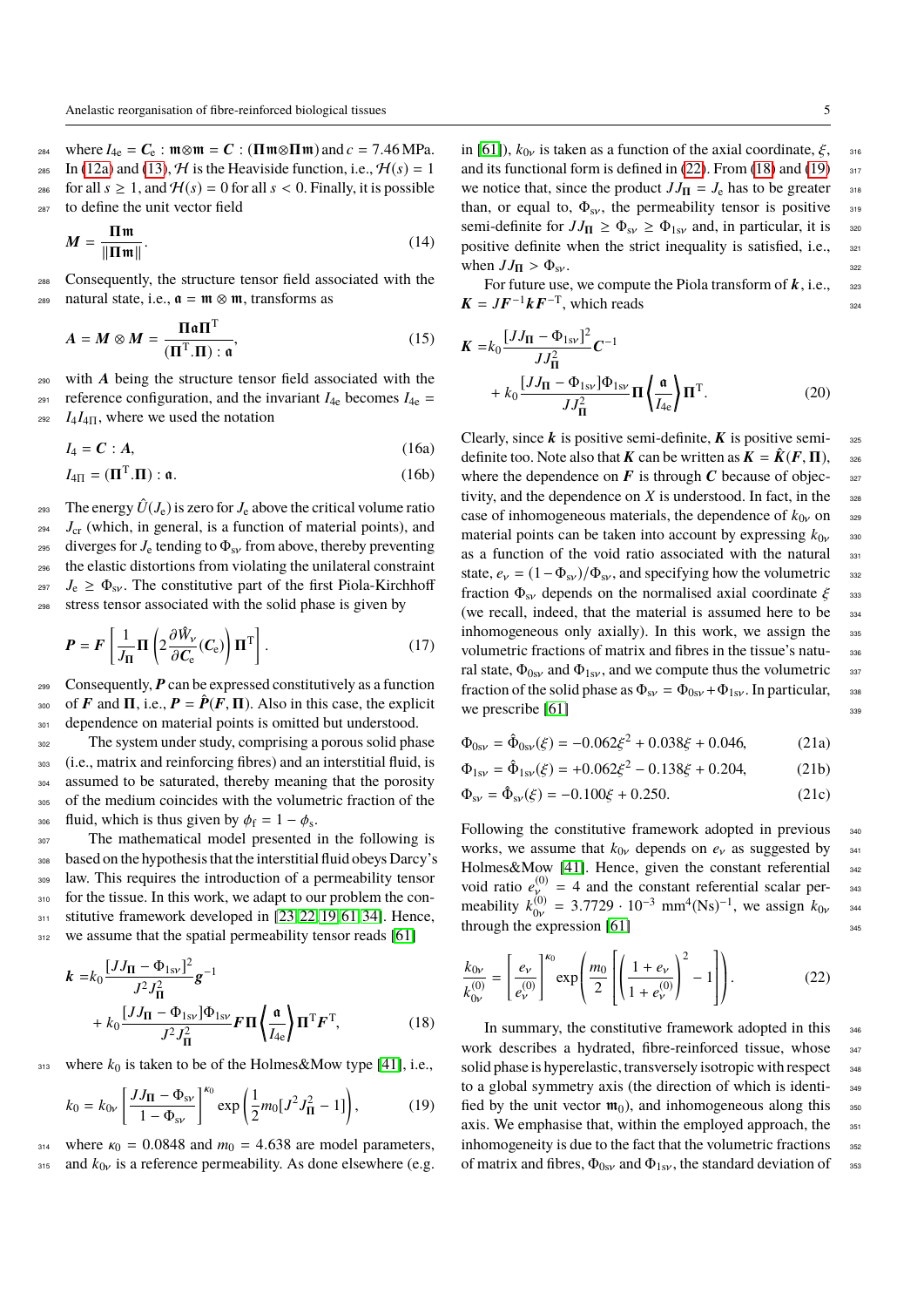where $I_{4e} = \boldsymbol{C}_e : \mathfrak{m}\otimes\mathfrak{m} = \boldsymbol{C} : (\boldsymbol{\Pi}\mathfrak{m}\otimes\boldsymbol{\Pi}\mathfrak{m})$ and $c = 7.46\,\text{MPa}$. In (12a) and (13), $\mathcal{H}$ is the Heaviside function, i.e., $\mathcal{H}(s) = 1$ for all $s \geq 1$, and $\mathcal{H}(s) = 0$ for all $s < 0$. Finally, it is possible to define the unit vector field

$$
\boldsymbol{M} = \frac{\boldsymbol{\Pi}\mathfrak{m}}{\|\boldsymbol{\Pi}\mathfrak{m}\|}. \tag{14}
$$

Consequently, the structure tensor field associated with the natural state, i.e., $\mathfrak{a} = \mathfrak{m} \otimes \mathfrak{m}$, transforms as

$$
\boldsymbol{A} = \boldsymbol{M} \otimes \boldsymbol{M} = \frac{\boldsymbol{\Pi}\mathfrak{a}\boldsymbol{\Pi}^{\mathrm{T}}}{(\boldsymbol{\Pi}^{\mathrm{T}}.\boldsymbol{\Pi}) : \mathfrak{a}}, \tag{15}
$$

with $\boldsymbol{A}$ being the structure tensor field associated with the reference configuration, and the invariant $I_{4e}$ becomes $I_{4e} = I_4 I_{4\Pi}$, where we used the notation

$$
I_4 = \boldsymbol{C} : \boldsymbol{A}, \tag{16a}
$$

$$
I_{4\Pi} = (\boldsymbol{\Pi}^{\mathrm{T}}.\boldsymbol{\Pi}) : \mathfrak{a}. \tag{16b}
$$

The energy $\hat{U}(J_e)$ is zero for $J_e$ above the critical volume ratio $J_{cr}$ (which, in general, is a function of material points), and diverges for $J_e$ tending to $\Phi_{s\nu}$ from above, thereby preventing the elastic distortions from violating the unilateral constraint $J_e \geq \Phi_{s\nu}$. The constitutive part of the first Piola-Kirchhoff stress tensor associated with the solid phase is given by

$$
\boldsymbol{P} = \boldsymbol{F}\left[\frac{1}{J_{\boldsymbol{\Pi}}}\boldsymbol{\Pi}\left(2\frac{\partial \hat{W}_\nu}{\partial \boldsymbol{C}_e}(\boldsymbol{C}_e)\right)\boldsymbol{\Pi}^{\mathrm{T}}\right]. \tag{17}
$$

Consequently, $\boldsymbol{P}$ can be expressed constitutively as a function of $\boldsymbol{F}$ and $\boldsymbol{\Pi}$, i.e., $\boldsymbol{P} = \hat{\boldsymbol{P}}(\boldsymbol{F}, \boldsymbol{\Pi})$. Also in this case, the explicit dependence on material points is omitted but understood.

The system under study, comprising a porous solid phase (i.e., matrix and reinforcing fibres) and an interstitial fluid, is assumed to be saturated, thereby meaning that the porosity of the medium coincides with the volumetric fraction of the fluid, which is thus given by $\phi_f = 1 - \phi_s$.

The mathematical model presented in the following is based on the hypothesis that the interstitial fluid obeys Darcy's law. This requires the introduction of a permeability tensor for the tissue. In this work, we adapt to our problem the constitutive framework developed in [23, 22, 19, 61, 34]. Hence, we assume that the spatial permeability tensor reads [61]

$$
\begin{aligned}
\boldsymbol{k} =& k_0 \frac{[J J_{\boldsymbol{\Pi}} - \Phi_{1s\nu}]^2}{J^2 J_{\boldsymbol{\Pi}}^2}\boldsymbol{g}^{-1} \\
&+ k_0 \frac{[J J_{\boldsymbol{\Pi}} - \Phi_{1s\nu}]\Phi_{1s\nu}}{J^2 J_{\boldsymbol{\Pi}}^2}\boldsymbol{F}\boldsymbol{\Pi}\left\langle\frac{\mathfrak{a}}{I_{4e}}\right\rangle\boldsymbol{\Pi}^{\mathrm{T}}\boldsymbol{F}^{\mathrm{T}},
\end{aligned} \tag{18}
$$

where $k_0$ is taken to be of the Holmes&Mow type [41], i.e.,

$$
k_0 = k_{0\nu}\left[\frac{J J_{\boldsymbol{\Pi}} - \Phi_{s\nu}}{1 - \Phi_{s\nu}}\right]^{\kappa_0}\exp\left(\frac{1}{2}m_0[J^2 J_{\boldsymbol{\Pi}}^2 - 1]\right), \tag{19}
$$

where $\kappa_0 = 0.0848$ and $m_0 = 4.638$ are model parameters, and $k_{0\nu}$ is a reference permeability. As done elsewhere (e.g. in [61]), $k_{0\nu}$ is taken as a function of the axial coordinate, $\xi$, and its functional form is defined in (22). From (18) and (19) we notice that, since the product $J J_{\boldsymbol{\Pi}} = J_e$ has to be greater than, or equal to, $\Phi_{s\nu}$, the permeability tensor is positive semi-definite for $J J_{\boldsymbol{\Pi}} \geq \Phi_{s\nu} \geq \Phi_{1s\nu}$ and, in particular, it is positive definite when the strict inequality is satisfied, i.e., when $J J_{\boldsymbol{\Pi}} > \Phi_{s\nu}$.

For future use, we compute the Piola transform of $\boldsymbol{k}$, i.e., $\boldsymbol{K} = J\boldsymbol{F}^{-1}\boldsymbol{k}\boldsymbol{F}^{-\mathrm{T}}$, which reads

$$
\begin{aligned}
\boldsymbol{K} =& k_0 \frac{[J J_{\boldsymbol{\Pi}} - \Phi_{1s\nu}]^2}{J J_{\boldsymbol{\Pi}}^2}\boldsymbol{C}^{-1} \\
&+ k_0 \frac{[J J_{\boldsymbol{\Pi}} - \Phi_{1s\nu}]\Phi_{1s\nu}}{J J_{\boldsymbol{\Pi}}^2}\boldsymbol{\Pi}\left\langle\frac{\mathfrak{a}}{I_{4e}}\right\rangle\boldsymbol{\Pi}^{\mathrm{T}}.
\end{aligned} \tag{20}
$$

Clearly, since $\boldsymbol{k}$ is positive semi-definite, $\boldsymbol{K}$ is positive semi-definite too. Note also that $\boldsymbol{K}$ can be written as $\boldsymbol{K} = \hat{\boldsymbol{K}}(\boldsymbol{F}, \boldsymbol{\Pi})$, where the dependence on $\boldsymbol{F}$ is through $\boldsymbol{C}$ because of objectivity, and the dependence on $X$ is understood. In fact, in the case of inhomogeneous materials, the dependence of $k_{0\nu}$ on material points can be taken into account by expressing $k_{0\nu}$ as a function of the void ratio associated with the natural state, $e_\nu = (1 - \Phi_{s\nu})/\Phi_{s\nu}$, and specifying how the volumetric fraction $\Phi_{s\nu}$ depends on the normalised axial coordinate $\xi$ (we recall, indeed, that the material is assumed here to be inhomogeneous only axially). In this work, we assign the volumetric fractions of matrix and fibres in the tissue's natural state, $\Phi_{0s\nu}$ and $\Phi_{1s\nu}$, and we compute thus the volumetric fraction of the solid phase as $\Phi_{s\nu} = \Phi_{0s\nu} + \Phi_{1s\nu}$. In particular, we prescribe [61]

$$
\Phi_{0s\nu} = \hat{\Phi}_{0s\nu}(\xi) = -0.062\xi^2 + 0.038\xi + 0.046, \tag{21a}
$$

$$
\Phi_{1s\nu} = \hat{\Phi}_{1s\nu}(\xi) = +0.062\xi^2 - 0.138\xi + 0.204, \tag{21b}
$$

$$
\Phi_{s\nu} = \hat{\Phi}_{s\nu}(\xi) = -0.100\xi + 0.250. \tag{21c}
$$

Following the constitutive framework adopted in previous works, we assume that $k_{0\nu}$ depends on $e_\nu$ as suggested by Holmes&Mow [41]. Hence, given the constant referential void ratio $e_\nu^{(0)} = 4$ and the constant referential scalar permeability $k_{0\nu}^{(0)} = 3.7729 \cdot 10^{-3}\ \text{mm}^4(\text{Ns})^{-1}$, we assign $k_{0\nu}$ through the expression [61]

$$
\frac{k_{0\nu}}{k_{0\nu}^{(0)}} = \left[\frac{e_\nu}{e_\nu^{(0)}}\right]^{\kappa_0}\exp\left(\frac{m_0}{2}\left[\left(\frac{1 + e_\nu}{1 + e_\nu^{(0)}}\right)^2 - 1\right]\right). \tag{22}
$$

In summary, the constitutive framework adopted in this work describes a hydrated, fibre-reinforced tissue, whose solid phase is hyperelastic, transversely isotropic with respect to a global symmetry axis (the direction of which is identified by the unit vector $\mathfrak{m}_0$), and inhomogeneous along this axis. We emphasise that, within the employed approach, the inhomogeneity is due to the fact that the volumetric fractions of matrix and fibres, $\Phi_{0s\nu}$ and $\Phi_{1s\nu}$, the standard deviation of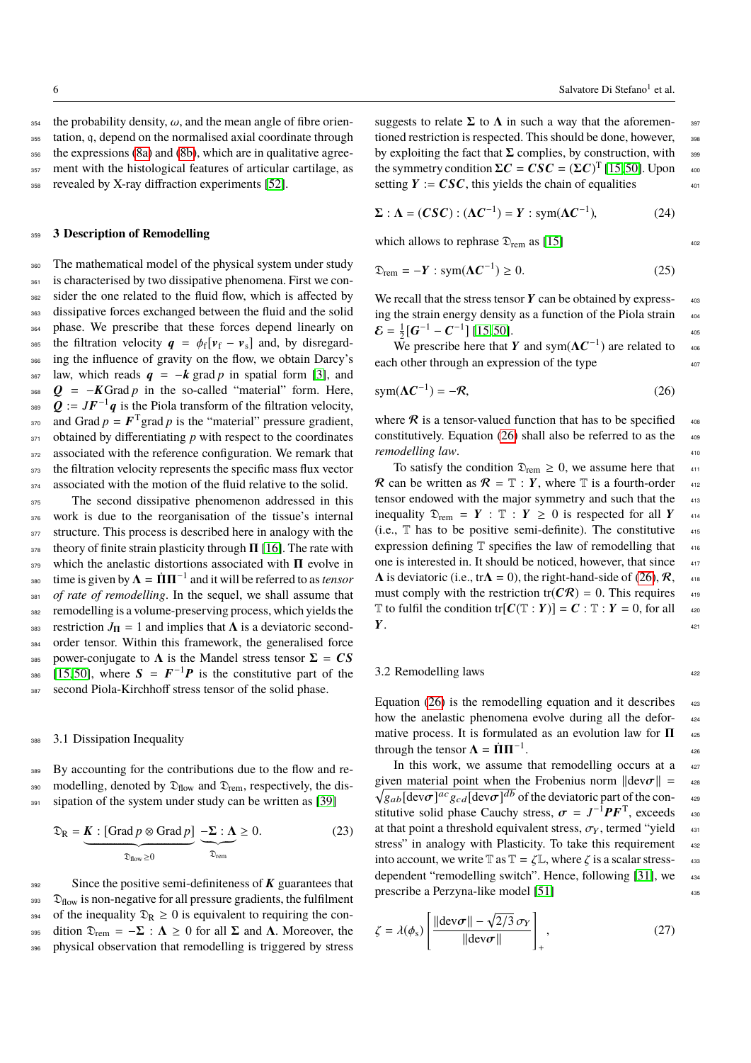the probability density, $\omega$, and the mean angle of fibre orientation, $\mathfrak{q}$, depend on the normalised axial coordinate through the expressions (8a) and (8b), which are in qualitative agreement with the histological features of articular cartilage, as revealed by X-ray diffraction experiments [52].

## 3 Description of Remodelling

The mathematical model of the physical system under study is characterised by two dissipative phenomena. First we consider the one related to the fluid flow, which is affected by dissipative forces exchanged between the fluid and the solid phase. We prescribe that these forces depend linearly on the filtration velocity $\boldsymbol{q} = \phi_{\mathrm{f}}[\boldsymbol{v}_{\mathrm{f}} - \boldsymbol{v}_{\mathrm{s}}]$ and, by disregarding the influence of gravity on the flow, we obtain Darcy's law, which reads $\boldsymbol{q} = -\boldsymbol{k}\,\mathrm{grad}\,p$ in spatial form [3], and $\boldsymbol{Q} = -\boldsymbol{K}\,\mathrm{Grad}\,p$ in the so-called "material" form. Here, $\boldsymbol{Q} := J\boldsymbol{F}^{-1}\boldsymbol{q}$ is the Piola transform of the filtration velocity, and $\mathrm{Grad}\,p = \boldsymbol{F}^{\mathrm{T}}\mathrm{grad}\,p$ is the "material" pressure gradient, obtained by differentiating $p$ with respect to the coordinates associated with the reference configuration. We remark that the filtration velocity represents the specific mass flux vector associated with the motion of the fluid relative to the solid.

The second dissipative phenomenon addressed in this work is due to the reorganisation of the tissue's internal structure. This process is described here in analogy with the theory of finite strain plasticity through $\boldsymbol{\Pi}$ [16]. The rate with which the anelastic distortions associated with $\boldsymbol{\Pi}$ evolve in time is given by $\boldsymbol{\Lambda} = \dot{\boldsymbol{\Pi}}\boldsymbol{\Pi}^{-1}$ and it will be referred to as *tensor of rate of remodelling*. In the sequel, we shall assume that remodelling is a volume-preserving process, which yields the restriction $J_{\boldsymbol{\Pi}} = 1$ and implies that $\boldsymbol{\Lambda}$ is a deviatoric second-order tensor. Within this framework, the generalised force power-conjugate to $\boldsymbol{\Lambda}$ is the Mandel stress tensor $\boldsymbol{\Sigma} = \boldsymbol{C}\boldsymbol{S}$ [15,50], where $\boldsymbol{S} = \boldsymbol{F}^{-1}\boldsymbol{P}$ is the constitutive part of the second Piola-Kirchhoff stress tensor of the solid phase.

### 3.1 Dissipation Inequality

By accounting for the contributions due to the flow and remodelling, denoted by $\mathfrak{D}_{\mathrm{flow}}$ and $\mathfrak{D}_{\mathrm{rem}}$, respectively, the dissipation of the system under study can be written as [39]

$$\mathfrak{D}_{\mathrm{R}} = \underbrace{\boldsymbol{K} : [\mathrm{Grad}\,p \otimes \mathrm{Grad}\,p]}_{\mathfrak{D}_{\mathrm{flow}} \geq 0} \; \underbrace{-\boldsymbol{\Sigma} : \boldsymbol{\Lambda}}_{\mathfrak{D}_{\mathrm{rem}}} \geq 0. \tag{23}$$

Since the positive semi-definiteness of $\boldsymbol{K}$ guarantees that $\mathfrak{D}_{\mathrm{flow}}$ is non-negative for all pressure gradients, the fulfilment of the inequality $\mathfrak{D}_{\mathrm{R}} \geq 0$ is equivalent to requiring the condition $\mathfrak{D}_{\mathrm{rem}} = -\boldsymbol{\Sigma} : \boldsymbol{\Lambda} \geq 0$ for all $\boldsymbol{\Sigma}$ and $\boldsymbol{\Lambda}$. Moreover, the physical observation that remodelling is triggered by stress suggests to relate $\boldsymbol{\Sigma}$ to $\boldsymbol{\Lambda}$ in such a way that the aforementioned restriction is respected. This should be done, however, by exploiting the fact that $\boldsymbol{\Sigma}$ complies, by construction, with the symmetry condition $\boldsymbol{\Sigma}\boldsymbol{C} = \boldsymbol{C}\boldsymbol{S}\boldsymbol{C} = (\boldsymbol{\Sigma}\boldsymbol{C})^{\mathrm{T}}$ [15,50]. Upon setting $\boldsymbol{Y} := \boldsymbol{C}\boldsymbol{S}\boldsymbol{C}$, this yields the chain of equalities

$$\boldsymbol{\Sigma} : \boldsymbol{\Lambda} = (\boldsymbol{C}\boldsymbol{S}\boldsymbol{C}) : (\boldsymbol{\Lambda}\boldsymbol{C}^{-1}) = \boldsymbol{Y} : \mathrm{sym}(\boldsymbol{\Lambda}\boldsymbol{C}^{-1}), \tag{24}$$

which allows to rephrase $\mathfrak{D}_{\mathrm{rem}}$ as [15]

$$\mathfrak{D}_{\mathrm{rem}} = -\boldsymbol{Y} : \mathrm{sym}(\boldsymbol{\Lambda}\boldsymbol{C}^{-1}) \geq 0. \tag{25}$$

We recall that the stress tensor $\boldsymbol{Y}$ can be obtained by expressing the strain energy density as a function of the Piola strain $\boldsymbol{\mathcal{E}} = \frac{1}{2}[\boldsymbol{G}^{-1} - \boldsymbol{C}^{-1}]$ [15,50].

We prescribe here that $\boldsymbol{Y}$ and $\mathrm{sym}(\boldsymbol{\Lambda}\boldsymbol{C}^{-1})$ are related to each other through an expression of the type

$$\mathrm{sym}(\boldsymbol{\Lambda}\boldsymbol{C}^{-1}) = -\boldsymbol{\mathcal{R}}, \tag{26}$$

where $\boldsymbol{\mathcal{R}}$ is a tensor-valued function that has to be specified constitutively. Equation (26) shall also be referred to as the *remodelling law*.

To satisfy the condition $\mathfrak{D}_{\mathrm{rem}} \geq 0$, we assume here that $\boldsymbol{\mathcal{R}}$ can be written as $\boldsymbol{\mathcal{R}} = \mathbb{T} : \boldsymbol{Y}$, where $\mathbb{T}$ is a fourth-order tensor endowed with the major symmetry and such that the inequality $\mathfrak{D}_{\mathrm{rem}} = \boldsymbol{Y} : \mathbb{T} : \boldsymbol{Y} \geq 0$ is respected for all $\boldsymbol{Y}$ (i.e., $\mathbb{T}$ has to be positive semi-definite). The constitutive expression defining $\mathbb{T}$ specifies the law of remodelling that one is interested in. It should be noticed, however, that since $\boldsymbol{\Lambda}$ is deviatoric (i.e., $\mathrm{tr}\boldsymbol{\Lambda} = 0$), the right-hand-side of (26), $\boldsymbol{\mathcal{R}}$, must comply with the restriction $\mathrm{tr}(\boldsymbol{C}\boldsymbol{\mathcal{R}}) = 0$. This requires $\mathbb{T}$ to fulfil the condition $\mathrm{tr}[\boldsymbol{C}(\mathbb{T} : \boldsymbol{Y})] = \boldsymbol{C} : \mathbb{T} : \boldsymbol{Y} = 0$, for all $\boldsymbol{Y}$.

### 3.2 Remodelling laws

Equation (26) is the remodelling equation and it describes how the anelastic phenomena evolve during all the deformative process. It is formulated as an evolution law for $\boldsymbol{\Pi}$ through the tensor $\boldsymbol{\Lambda} = \dot{\boldsymbol{\Pi}}\boldsymbol{\Pi}^{-1}$.

In this work, we assume that remodelling occurs at a given material point when the Frobenius norm $\|\mathrm{dev}\boldsymbol{\sigma}\| = \sqrt{g_{ab}[\mathrm{dev}\boldsymbol{\sigma}]^{ac} g_{cd}[\mathrm{dev}\boldsymbol{\sigma}]^{db}}$ of the deviatoric part of the constitutive solid phase Cauchy stress, $\boldsymbol{\sigma} = J^{-1}\boldsymbol{P}\boldsymbol{F}^{\mathrm{T}}$, exceeds at that point a threshold equivalent stress, $\sigma_Y$, termed "yield stress" in analogy with Plasticity. To take this requirement into account, we write $\mathbb{T}$ as $\mathbb{T} = \zeta\mathbb{L}$, where $\zeta$ is a scalar stress-dependent "remodelling switch". Hence, following [31], we prescribe a Perzyna-like model [51]

$$\zeta = \lambda(\phi_{\mathrm{s}}) \left[ \frac{\|\mathrm{dev}\boldsymbol{\sigma}\| - \sqrt{2/3}\,\sigma_Y}{\|\mathrm{dev}\boldsymbol{\sigma}\|} \right]_+, \tag{27}$$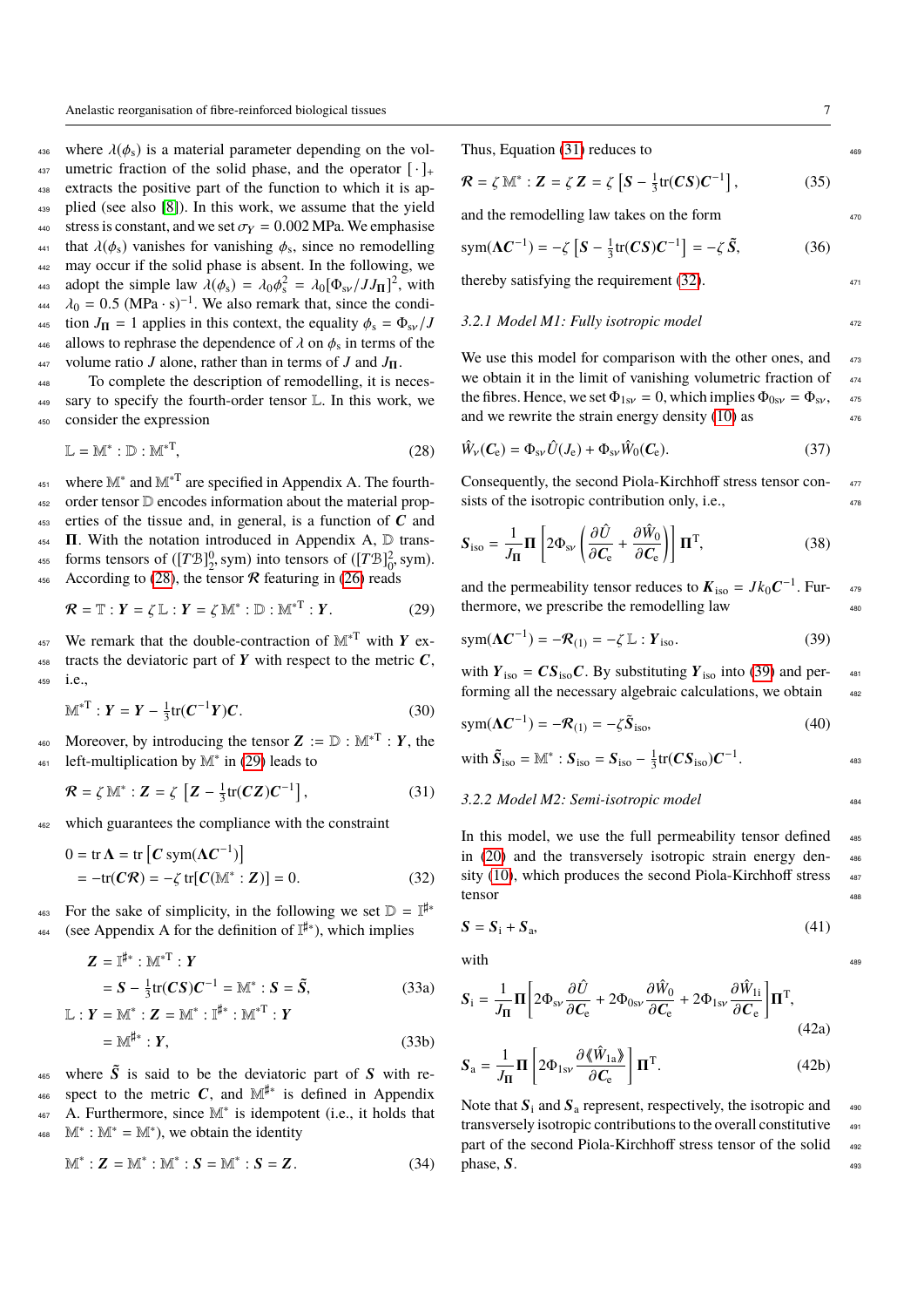where $\lambda(\phi_s)$ is a material parameter depending on the volumetric fraction of the solid phase, and the operator $[\,\cdot\,]_+$ extracts the positive part of the function to which it is applied (see also [8]). In this work, we assume that the yield stress is constant, and we set $\sigma_Y = 0.002$ MPa. We emphasise that $\lambda(\phi_s)$ vanishes for vanishing $\phi_s$, since no remodelling may occur if the solid phase is absent. In the following, we adopt the simple law $\lambda(\phi_s) = \lambda_0 \phi_s^2 = \lambda_0 [\Phi_{s\nu}/J J_{\mathbf{\Pi}}]^2$, with $\lambda_0 = 0.5$ (MPa · s)$^{-1}$. We also remark that, since the condition $J_{\mathbf{\Pi}} = 1$ applies in this context, the equality $\phi_s = \Phi_{s\nu}/J$ allows to rephrase the dependence of $\lambda$ on $\phi_s$ in terms of the volume ratio $J$ alone, rather than in terms of $J$ and $J_{\mathbf{\Pi}}$.

To complete the description of remodelling, it is necessary to specify the fourth-order tensor $\mathbb{L}$. In this work, we consider the expression

$$\mathbb{L} = \mathbb{M}^* : \mathbb{D} : \mathbb{M}^{*\mathrm{T}}, \tag{28}$$

where $\mathbb{M}^*$ and $\mathbb{M}^{*\mathrm{T}}$ are specified in Appendix A. The fourth-order tensor $\mathbb{D}$ encodes information about the material properties of the tissue and, in general, is a function of $\boldsymbol{C}$ and $\mathbf{\Pi}$. With the notation introduced in Appendix A, $\mathbb{D}$ transforms tensors of $([T\mathcal{B}]^0_2, \mathrm{sym})$ into tensors of $([T\mathcal{B}]^2_0, \mathrm{sym})$. According to (28), the tensor $\boldsymbol{\mathcal{R}}$ featuring in (26) reads

$$\boldsymbol{\mathcal{R}} = \mathbb{T} : \boldsymbol{Y} = \zeta\, \mathbb{L} : \boldsymbol{Y} = \zeta\, \mathbb{M}^* : \mathbb{D} : \mathbb{M}^{*\mathrm{T}} : \boldsymbol{Y}. \tag{29}$$

We remark that the double-contraction of $\mathbb{M}^{*\mathrm{T}}$ with $\boldsymbol{Y}$ extracts the deviatoric part of $\boldsymbol{Y}$ with respect to the metric $\boldsymbol{C}$, i.e.,

$$\mathbb{M}^{*\mathrm{T}} : \boldsymbol{Y} = \boldsymbol{Y} - \tfrac{1}{3}\mathrm{tr}(\boldsymbol{C}^{-1}\boldsymbol{Y})\boldsymbol{C}. \tag{30}$$

Moreover, by introducing the tensor $\boldsymbol{Z} := \mathbb{D} : \mathbb{M}^{*\mathrm{T}} : \boldsymbol{Y}$, the left-multiplication by $\mathbb{M}^*$ in (29) leads to

$$\boldsymbol{\mathcal{R}} = \zeta\, \mathbb{M}^* : \boldsymbol{Z} = \zeta \left[\boldsymbol{Z} - \tfrac{1}{3}\mathrm{tr}(\boldsymbol{C}\boldsymbol{Z})\boldsymbol{C}^{-1}\right], \tag{31}$$

which guarantees the compliance with the constraint

$$\begin{aligned} 0 = \mathrm{tr}\,\boldsymbol{\Lambda} &= \mathrm{tr}\left[\boldsymbol{C}\,\mathrm{sym}(\boldsymbol{\Lambda}\boldsymbol{C}^{-1})\right] \\ &= -\mathrm{tr}(\boldsymbol{C}\boldsymbol{\mathcal{R}}) = -\zeta\,\mathrm{tr}[\boldsymbol{C}(\mathbb{M}^* : \boldsymbol{Z})] = 0. \end{aligned} \tag{32}$$

For the sake of simplicity, in the following we set $\mathbb{D} = \mathbb{I}^{\sharp *}$ (see Appendix A for the definition of $\mathbb{I}^{\sharp *}$), which implies

$$\begin{aligned} \boldsymbol{Z} &= \mathbb{I}^{\sharp *} : \mathbb{M}^{*\mathrm{T}} : \boldsymbol{Y} \\ &= \boldsymbol{S} - \tfrac{1}{3}\mathrm{tr}(\boldsymbol{C}\boldsymbol{S})\boldsymbol{C}^{-1} = \mathbb{M}^* : \boldsymbol{S} = \tilde{\boldsymbol{S}}, \end{aligned} \tag{33a}$$

$$\begin{aligned} \mathbb{L} : \boldsymbol{Y} &= \mathbb{M}^* : \boldsymbol{Z} = \mathbb{M}^* : \mathbb{I}^{\sharp *} : \mathbb{M}^{*\mathrm{T}} : \boldsymbol{Y} \\ &= \mathbb{M}^{\sharp *} : \boldsymbol{Y}, \end{aligned} \tag{33b}$$

where $\tilde{\boldsymbol{S}}$ is said to be the deviatoric part of $\boldsymbol{S}$ with respect to the metric $\boldsymbol{C}$, and $\mathbb{M}^{\sharp *}$ is defined in Appendix A. Furthermore, since $\mathbb{M}^*$ is idempotent (i.e., it holds that $\mathbb{M}^* : \mathbb{M}^* = \mathbb{M}^*$), we obtain the identity

$$\mathbb{M}^* : \boldsymbol{Z} = \mathbb{M}^* : \mathbb{M}^* : \boldsymbol{S} = \mathbb{M}^* : \boldsymbol{S} = \boldsymbol{Z}. \tag{34}$$

Thus, Equation (31) reduces to

$$\boldsymbol{\mathcal{R}} = \zeta\, \mathbb{M}^* : \boldsymbol{Z} = \zeta\, \boldsymbol{Z} = \zeta \left[\boldsymbol{S} - \tfrac{1}{3}\mathrm{tr}(\boldsymbol{C}\boldsymbol{S})\boldsymbol{C}^{-1}\right], \tag{35}$$

and the remodelling law takes on the form

$$\mathrm{sym}(\boldsymbol{\Lambda}\boldsymbol{C}^{-1}) = -\zeta \left[\boldsymbol{S} - \tfrac{1}{3}\mathrm{tr}(\boldsymbol{C}\boldsymbol{S})\boldsymbol{C}^{-1}\right] = -\zeta\, \tilde{\boldsymbol{S}}, \tag{36}$$

thereby satisfying the requirement (32).

### 3.2.1 Model M1: Fully isotropic model

We use this model for comparison with the other ones, and we obtain it in the limit of vanishing volumetric fraction of the fibres. Hence, we set $\Phi_{1s\nu} = 0$, which implies $\Phi_{0s\nu} = \Phi_{s\nu}$, and we rewrite the strain energy density (10) as

$$\hat{W}_\nu(\boldsymbol{C}_e) = \Phi_{s\nu}\hat{U}(J_e) + \Phi_{s\nu}\hat{W}_0(\boldsymbol{C}_e). \tag{37}$$

Consequently, the second Piola-Kirchhoff stress tensor consists of the isotropic contribution only, i.e.,

$$\boldsymbol{S}_{\mathrm{iso}} = \frac{1}{J_{\mathbf{\Pi}}}\mathbf{\Pi}\left[2\Phi_{s\nu}\left(\frac{\partial \hat{U}}{\partial \boldsymbol{C}_e} + \frac{\partial \hat{W}_0}{\partial \boldsymbol{C}_e}\right)\right]\mathbf{\Pi}^{\mathrm{T}}, \tag{38}$$

and the permeability tensor reduces to $\boldsymbol{K}_{\mathrm{iso}} = J k_0 \boldsymbol{C}^{-1}$. Furthermore, we prescribe the remodelling law

$$\mathrm{sym}(\boldsymbol{\Lambda}\boldsymbol{C}^{-1}) = -\boldsymbol{\mathcal{R}}_{(1)} = -\zeta\, \mathbb{L} : \boldsymbol{Y}_{\mathrm{iso}}. \tag{39}$$

with $\boldsymbol{Y}_{\mathrm{iso}} = \boldsymbol{C}\boldsymbol{S}_{\mathrm{iso}}\boldsymbol{C}$. By substituting $\boldsymbol{Y}_{\mathrm{iso}}$ into (39) and performing all the necessary algebraic calculations, we obtain

$$\mathrm{sym}(\boldsymbol{\Lambda}\boldsymbol{C}^{-1}) = -\boldsymbol{\mathcal{R}}_{(1)} = -\zeta\tilde{\boldsymbol{S}}_{\mathrm{iso}}, \tag{40}$$

with $\tilde{\boldsymbol{S}}_{\mathrm{iso}} = \mathbb{M}^* : \boldsymbol{S}_{\mathrm{iso}} = \boldsymbol{S}_{\mathrm{iso}} - \tfrac{1}{3}\mathrm{tr}(\boldsymbol{C}\boldsymbol{S}_{\mathrm{iso}})\boldsymbol{C}^{-1}$.

### 3.2.2 Model M2: Semi-isotropic model

In this model, we use the full permeability tensor defined in (20) and the transversely isotropic strain energy density (10), which produces the second Piola-Kirchhoff stress tensor

$$\boldsymbol{S} = \boldsymbol{S}_i + \boldsymbol{S}_a, \tag{41}$$

with

$$\boldsymbol{S}_i = \frac{1}{J_{\mathbf{\Pi}}}\mathbf{\Pi}\left[2\Phi_{s\nu}\frac{\partial \hat{U}}{\partial \boldsymbol{C}_e} + 2\Phi_{0s\nu}\frac{\partial \hat{W}_0}{\partial \boldsymbol{C}_e} + 2\Phi_{1s\nu}\frac{\partial \hat{W}_{1i}}{\partial \boldsymbol{C}_e}\right]\mathbf{\Pi}^{\mathrm{T}}, \tag{42a}$$

$$\boldsymbol{S}_a = \frac{1}{J_{\mathbf{\Pi}}}\mathbf{\Pi}\left[2\Phi_{1s\nu}\frac{\partial \langle\!\langle \hat{W}_{1a}\rangle\!\rangle}{\partial \boldsymbol{C}_e}\right]\mathbf{\Pi}^{\mathrm{T}}. \tag{42b}$$

Note that $\boldsymbol{S}_i$ and $\boldsymbol{S}_a$ represent, respectively, the isotropic and transversely isotropic contributions to the overall constitutive part of the second Piola-Kirchhoff stress tensor of the solid phase, $\boldsymbol{S}$.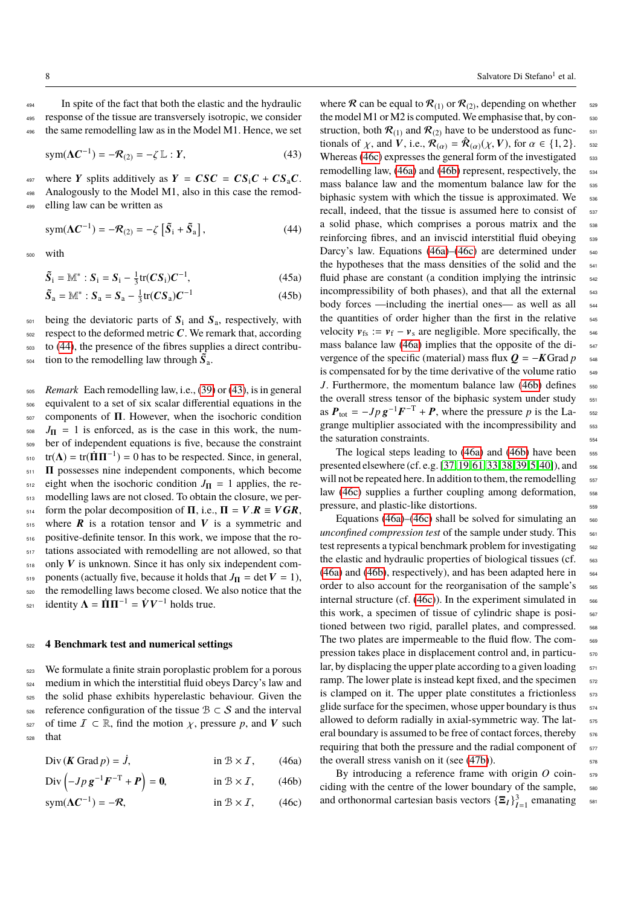In spite of the fact that both the elastic and the hydraulic response of the tissue are transversely isotropic, we consider the same remodelling law as in the Model M1. Hence, we set

$$\mathrm{sym}(\boldsymbol{\Lambda}\boldsymbol{C}^{-1}) = -\boldsymbol{\mathcal{R}}_{(2)} = -\zeta\, \mathbb{L} : \boldsymbol{Y}, \tag{43}$$

where $\boldsymbol{Y}$ splits additively as $\boldsymbol{Y} = \boldsymbol{C}\boldsymbol{S}\boldsymbol{C} = \boldsymbol{C}\boldsymbol{S}_{\mathrm{i}}\boldsymbol{C} + \boldsymbol{C}\boldsymbol{S}_{\mathrm{a}}\boldsymbol{C}$. Analogously to the Model M1, also in this case the remodelling law can be written as

$$\mathrm{sym}(\boldsymbol{\Lambda}\boldsymbol{C}^{-1}) = -\boldsymbol{\mathcal{R}}_{(2)} = -\zeta\left[\tilde{\boldsymbol{S}}_{\mathrm{i}} + \tilde{\boldsymbol{S}}_{\mathrm{a}}\right], \tag{44}$$

with

$$\tilde{\boldsymbol{S}}_{\mathrm{i}} = \mathbb{M}^{*} : \boldsymbol{S}_{\mathrm{i}} = \boldsymbol{S}_{\mathrm{i}} - \tfrac{1}{3}\mathrm{tr}(\boldsymbol{C}\boldsymbol{S}_{\mathrm{i}})\boldsymbol{C}^{-1}, \tag{45a}$$

$$\tilde{\boldsymbol{S}}_{\mathrm{a}} = \mathbb{M}^{*} : \boldsymbol{S}_{\mathrm{a}} = \boldsymbol{S}_{\mathrm{a}} - \tfrac{1}{3}\mathrm{tr}(\boldsymbol{C}\boldsymbol{S}_{\mathrm{a}})\boldsymbol{C}^{-1} \tag{45b}$$

being the deviatoric parts of $\boldsymbol{S}_{\mathrm{i}}$ and $\boldsymbol{S}_{\mathrm{a}}$, respectively, with respect to the deformed metric $\boldsymbol{C}$. We remark that, according to (44), the presence of the fibres supplies a direct contribution to the remodelling law through $\tilde{\boldsymbol{S}}_{\mathrm{a}}$.

*Remark* Each remodelling law, i.e., (39) or (43), is in general equivalent to a set of six scalar differential equations in the components of $\boldsymbol{\Pi}$. However, when the isochoric condition $J_{\boldsymbol{\Pi}} = 1$ is enforced, as is the case in this work, the number of independent equations is five, because the constraint $\mathrm{tr}(\boldsymbol{\Lambda}) = \mathrm{tr}(\dot{\boldsymbol{\Pi}}\boldsymbol{\Pi}^{-1}) = 0$ has to be respected. Since, in general, $\boldsymbol{\Pi}$ possesses nine independent components, which become eight when the isochoric condition $J_{\boldsymbol{\Pi}} = 1$ applies, the remodelling laws are not closed. To obtain the closure, we perform the polar decomposition of $\boldsymbol{\Pi}$, i.e., $\boldsymbol{\Pi} = \boldsymbol{V}.\boldsymbol{R} \equiv \boldsymbol{V}\boldsymbol{G}\boldsymbol{R}$, where $\boldsymbol{R}$ is a rotation tensor and $\boldsymbol{V}$ is a symmetric and positive-definite tensor. In this work, we impose that the rotations associated with remodelling are not allowed, so that only $\boldsymbol{V}$ is unknown. Since it has only six independent components (actually five, because it holds that $J_{\boldsymbol{\Pi}} = \det \boldsymbol{V} = 1$), the remodelling laws become closed. We also notice that the identity $\boldsymbol{\Lambda} = \dot{\boldsymbol{\Pi}}\boldsymbol{\Pi}^{-1} = \dot{\boldsymbol{V}}\boldsymbol{V}^{-1}$ holds true.

## 4 Benchmark test and numerical settings

We formulate a finite strain poroplastic problem for a porous medium in which the interstitial fluid obeys Darcy's law and the solid phase exhibits hyperelastic behaviour. Given the reference configuration of the tissue $\mathscr{B} \subset \mathcal{S}$ and the interval of time $\mathcal{I} \subset \mathbb{R}$, find the motion $\chi$, pressure $p$, and $\boldsymbol{V}$ such that

$$\mathrm{Div}\,(\boldsymbol{K}\,\mathrm{Grad}\,p) = \dot{J}, \qquad \text{in } \mathscr{B}\times\mathcal{I}, \tag{46a}$$

$$\mathrm{Div}\left(-Jp\,\boldsymbol{g}^{-1}\boldsymbol{F}^{-\mathrm{T}} + \boldsymbol{P}\right) = \boldsymbol{0}, \qquad \text{in } \mathscr{B}\times\mathcal{I}, \tag{46b}$$

$$\mathrm{sym}(\boldsymbol{\Lambda}\boldsymbol{C}^{-1}) = -\boldsymbol{\mathcal{R}}, \qquad \text{in } \mathscr{B}\times\mathcal{I}, \tag{46c}$$

where $\boldsymbol{\mathcal{R}}$ can be equal to $\boldsymbol{\mathcal{R}}_{(1)}$ or $\boldsymbol{\mathcal{R}}_{(2)}$, depending on whether the model M1 or M2 is computed. We emphasise that, by construction, both $\boldsymbol{\mathcal{R}}_{(1)}$ and $\boldsymbol{\mathcal{R}}_{(2)}$ have to be understood as functionals of $\chi$, and $\boldsymbol{V}$, i.e., $\boldsymbol{\mathcal{R}}_{(\alpha)} = \hat{\boldsymbol{\mathcal{R}}}_{(\alpha)}(\chi, \boldsymbol{V})$, for $\alpha \in \{1, 2\}$. Whereas (46c) expresses the general form of the investigated remodelling law, (46a) and (46b) represent, respectively, the mass balance law and the momentum balance law for the biphasic system with which the tissue is approximated. We recall, indeed, that the tissue is assumed here to consist of a solid phase, which comprises a porous matrix and the reinforcing fibres, and an inviscid interstitial fluid obeying Darcy's law. Equations (46a)–(46c) are determined under the hypotheses that the mass densities of the solid and the fluid phase are constant (a condition implying the intrinsic incompressibility of both phases), and that all the external body forces —including the inertial ones— as well as all the quantities of order higher than the first in the relative velocity $\boldsymbol{v}_{\mathrm{fs}} := \boldsymbol{v}_{\mathrm{f}} - \boldsymbol{v}_{\mathrm{s}}$ are negligible. More specifically, the mass balance law (46a) implies that the opposite of the divergence of the specific (material) mass flux $\boldsymbol{Q} = -\boldsymbol{K}\,\mathrm{Grad}\,p$ is compensated for by the time derivative of the volume ratio $J$. Furthermore, the momentum balance law (46b) defines the overall stress tensor of the biphasic system under study as $\boldsymbol{P}_{\mathrm{tot}} = -Jp\,\boldsymbol{g}^{-1}\boldsymbol{F}^{-\mathrm{T}} + \boldsymbol{P}$, where the pressure $p$ is the Lagrange multiplier associated with the incompressibility and the saturation constraints.

The logical steps leading to (46a) and (46b) have been presented elsewhere (cf. e.g. [37, 19, 61, 33, 38, 39, 5, 40]), and will not be repeated here. In addition to them, the remodelling law (46c) supplies a further coupling among deformation, pressure, and plastic-like distortions.

Equations (46a)–(46c) shall be solved for simulating an *unconfined compression test* of the sample under study. This test represents a typical benchmark problem for investigating the elastic and hydraulic properties of biological tissues (cf. (46a) and (46b), respectively), and has been adapted here in order to also account for the reorganisation of the sample's internal structure (cf. (46c)). In the experiment simulated in this work, a specimen of tissue of cylindric shape is positioned between two rigid, parallel plates, and compressed. The two plates are impermeable to the fluid flow. The compression takes place in displacement control and, in particular, by displacing the upper plate according to a given loading ramp. The lower plate is instead kept fixed, and the specimen is clamped on it. The upper plate constitutes a frictionless glide surface for the specimen, whose upper boundary is thus allowed to deform radially in axial-symmetric way. The lateral boundary is assumed to be free of contact forces, thereby requiring that both the pressure and the radial component of the overall stress vanish on it (see (47b)).

By introducing a reference frame with origin $O$ coinciding with the centre of the lower boundary of the sample, and orthonormal cartesian basis vectors $\{\boldsymbol{\Xi}_I\}_{I=1}^{3}$ emanating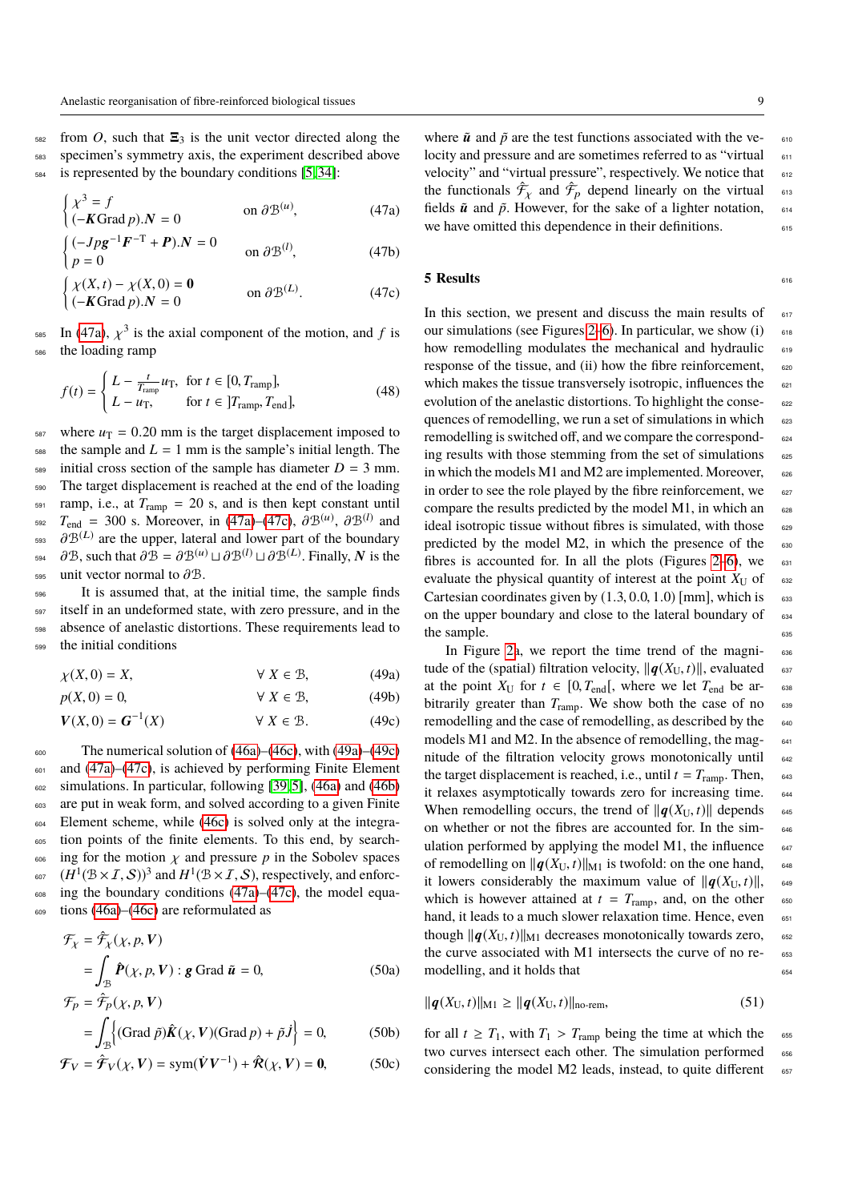from $O$, such that $\boldsymbol{\Xi}_3$ is the unit vector directed along the specimen's symmetry axis, the experiment described above is represented by the boundary conditions [5, 34]:

$$
\begin{cases} \chi^3 = f \\ (-\boldsymbol{K}\operatorname{Grad} p).\boldsymbol{N} = 0 \end{cases} \quad \text{on } \partial\mathcal{B}^{(u)}, \tag{47a}
$$

$$
\begin{cases} (-Jp\boldsymbol{g}^{-1}\boldsymbol{F}^{-\mathrm{T}} + \boldsymbol{P}).\boldsymbol{N} = 0 \\ p = 0 \end{cases} \quad \text{on } \partial\mathcal{B}^{(l)}, \tag{47b}
$$

$$
\begin{cases} \chi(X,t) - \chi(X,0) = \boldsymbol{0} \\ (-\boldsymbol{K}\operatorname{Grad} p).\boldsymbol{N} = 0 \end{cases} \quad \text{on } \partial\mathcal{B}^{(L)}. \tag{47c}
$$

In (47a), $\chi^3$ is the axial component of the motion, and $f$ is the loading ramp

$$
f(t) = \begin{cases} L - \frac{t}{T_{\text{ramp}}} u_{\text{T}}, & \text{for } t \in [0, T_{\text{ramp}}], \\ L - u_{\text{T}}, & \text{for } t \in ]T_{\text{ramp}}, T_{\text{end}}], \end{cases} \tag{48}
$$

where $u_{\text{T}} = 0.20$ mm is the target displacement imposed to the sample and $L = 1$ mm is the sample's initial length. The initial cross section of the sample has diameter $D = 3$ mm. The target displacement is reached at the end of the loading ramp, i.e., at $T_{\text{ramp}} = 20$ s, and is then kept constant until $T_{\text{end}} = 300$ s. Moreover, in (47a)–(47c), $\partial\mathcal{B}^{(u)}$, $\partial\mathcal{B}^{(l)}$ and $\partial\mathcal{B}^{(L)}$ are the upper, lateral and lower part of the boundary $\partial\mathcal{B}$, such that $\partial\mathcal{B} = \partial\mathcal{B}^{(u)} \sqcup \partial\mathcal{B}^{(l)} \sqcup \partial\mathcal{B}^{(L)}$. Finally, $\boldsymbol{N}$ is the unit vector normal to $\partial\mathcal{B}$.

It is assumed that, at the initial time, the sample finds itself in an undeformed state, with zero pressure, and in the absence of anelastic distortions. These requirements lead to the initial conditions

$$
\chi(X,0) = X, \qquad \forall\, X \in \mathcal{B}, \tag{49a}
$$

$$
p(X,0) = 0, \qquad \forall\, X \in \mathcal{B}, \tag{49b}
$$

$$
\boldsymbol{V}(X,0) = \boldsymbol{G}^{-1}(X) \qquad \forall\, X \in \mathcal{B}. \tag{49c}
$$

The numerical solution of (46a)–(46c), with (49a)–(49c) and (47a)–(47c), is achieved by performing Finite Element simulations. In particular, following [39, 5], (46a) and (46b) are put in weak form, and solved according to a given Finite Element scheme, while (46c) is solved only at the integration points of the finite elements. To this end, by searching for the motion $\chi$ and pressure $p$ in the Sobolev spaces $(H^1(\mathcal{B}\times\mathcal{I},\mathcal{S}))^3$ and $H^1(\mathcal{B}\times\mathcal{I},\mathcal{S})$, respectively, and enforcing the boundary conditions (47a)–(47c), the model equations (46a)–(46c) are reformulated as

$$
\mathcal{F}_\chi = \hat{\mathcal{F}}_\chi(\chi, p, \boldsymbol{V}) = \int_{\mathcal{B}} \hat{\boldsymbol{P}}(\chi, p, \boldsymbol{V}) : \boldsymbol{g}\operatorname{Grad}\tilde{\boldsymbol{u}} = 0, \tag{50a}
$$

$$
\mathcal{F}_p = \hat{\mathcal{F}}_p(\chi, p, \boldsymbol{V}) = \int_{\mathcal{B}} \left\{ (\operatorname{Grad}\tilde{p})\hat{\boldsymbol{K}}(\chi, \boldsymbol{V})(\operatorname{Grad} p) + \tilde{p}\dot{J} \right\} = 0, \tag{50b}
$$

$$
\mathcal{F}_V = \hat{\mathcal{F}}_V(\chi, \boldsymbol{V}) = \operatorname{sym}(\dot{\boldsymbol{V}}\boldsymbol{V}^{-1}) + \hat{\mathcal{R}}(\chi, \boldsymbol{V}) = \boldsymbol{0}, \tag{50c}
$$

where $\tilde{\boldsymbol{u}}$ and $\tilde{p}$ are the test functions associated with the velocity and pressure and are sometimes referred to as "virtual velocity" and "virtual pressure", respectively. We notice that the functionals $\hat{\mathcal{F}}_\chi$ and $\hat{\mathcal{F}}_p$ depend linearly on the virtual fields $\tilde{\boldsymbol{u}}$ and $\tilde{p}$. However, for the sake of a lighter notation, we have omitted this dependence in their definitions.

## 5 Results

In this section, we present and discuss the main results of our simulations (see Figures 2–6). In particular, we show (i) how remodelling modulates the mechanical and hydraulic response of the tissue, and (ii) how the fibre reinforcement, which makes the tissue transversely isotropic, influences the evolution of the anelastic distortions. To highlight the consequences of remodelling, we run a set of simulations in which remodelling is switched off, and we compare the corresponding results with those stemming from the set of simulations in which the models M1 and M2 are implemented. Moreover, in order to see the role played by the fibre reinforcement, we compare the results predicted by the model M1, in which an ideal isotropic tissue without fibres is simulated, with those predicted by the model M2, in which the presence of the fibres is accounted for. In all the plots (Figures 2–6), we evaluate the physical quantity of interest at the point $X_{\text{U}}$ of Cartesian coordinates given by $(1.3, 0.0, 1.0)$ [mm], which is on the upper boundary and close to the lateral boundary of the sample.

In Figure 2a, we report the time trend of the magnitude of the (spatial) filtration velocity, $\|\boldsymbol{q}(X_{\text{U}},t)\|$, evaluated at the point $X_{\text{U}}$ for $t \in [0, T_{\text{end}}[$, where we let $T_{\text{end}}$ be arbitrarily greater than $T_{\text{ramp}}$. We show both the case of no remodelling and the case of remodelling, as described by the models M1 and M2. In the absence of remodelling, the magnitude of the filtration velocity grows monotonically until the target displacement is reached, i.e., until $t = T_{\text{ramp}}$. Then, it relaxes asymptotically towards zero for increasing time. When remodelling occurs, the trend of $\|\boldsymbol{q}(X_{\text{U}},t)\|$ depends on whether or not the fibres are accounted for. In the simulation performed by applying the model M1, the influence of remodelling on $\|\boldsymbol{q}(X_{\text{U}},t)\|_{\text{M1}}$ is twofold: on the one hand, it lowers considerably the maximum value of $\|\boldsymbol{q}(X_{\text{U}},t)\|$, which is however attained at $t = T_{\text{ramp}}$, and, on the other hand, it leads to a much slower relaxation time. Hence, even though $\|\boldsymbol{q}(X_{\text{U}},t)\|_{\text{M1}}$ decreases monotonically towards zero, the curve associated with M1 intersects the curve of no remodelling, and it holds that

$$
\|\boldsymbol{q}(X_{\text{U}},t)\|_{\text{M1}} \geq \|\boldsymbol{q}(X_{\text{U}},t)\|_{\text{no-rem}}, \tag{51}
$$

for all $t \geq T_1$, with $T_1 > T_{\text{ramp}}$ being the time at which the two curves intersect each other. The simulation performed considering the model M2 leads, instead, to quite different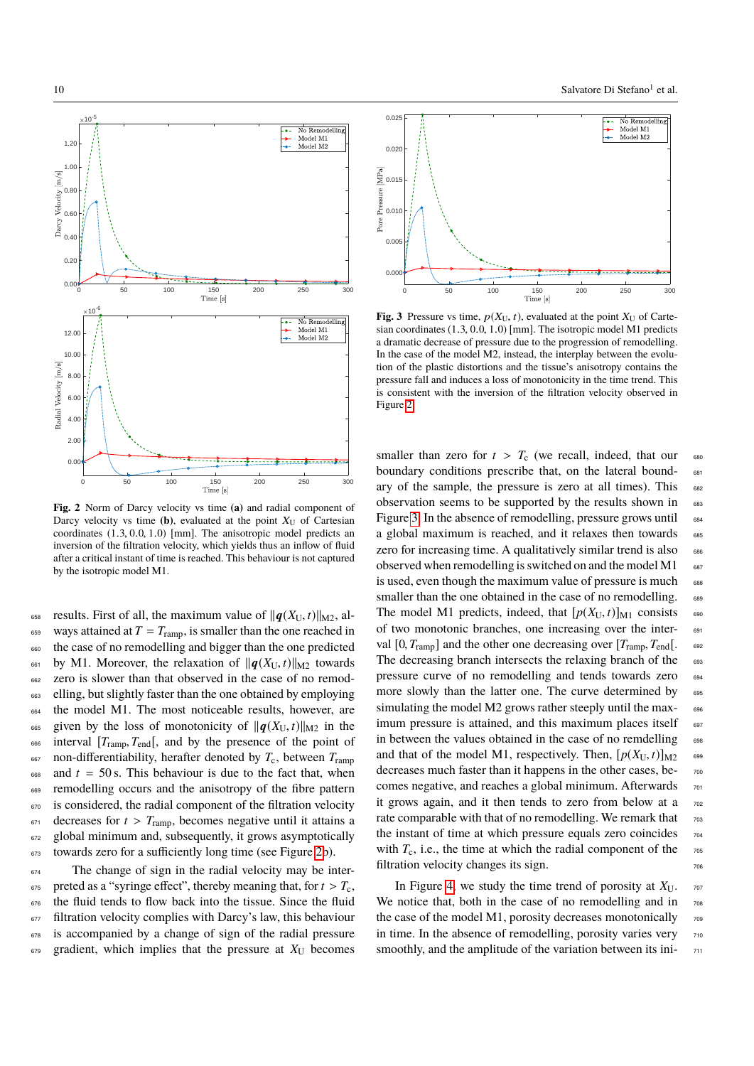Fig. 2 Norm of Darcy velocity vs time **(a)** and radial component of Darcy velocity vs time **(b)**, evaluated at the point $X_\mathrm{U}$ of Cartesian coordinates $(1.3, 0.0, 1.0)$ [mm]. The anisotropic model predicts an inversion of the filtration velocity, which yields thus an inflow of fluid after a critical instant of time is reached. This behaviour is not captured by the isotropic model M1.

Fig. 3 Pressure vs time, $p(X_\mathrm{U}, t)$, evaluated at the point $X_\mathrm{U}$ of Cartesian coordinates $(1.3, 0.0, 1.0)$ [mm]. The isotropic model M1 predicts a dramatic decrease of pressure due to the progression of remodelling. In the case of the model M2, instead, the interplay between the evolution of the plastic distortions and the tissue's anisotropy contains the pressure fall and induces a loss of monotonicity in the time trend. This is consistent with the inversion of the filtration velocity observed in Figure 2.

results. First of all, the maximum value of $\|\boldsymbol{q}(X_\mathrm{U}, t)\|_{\mathrm{M2}}$, always attained at $T = T_\mathrm{ramp}$, is smaller than the one reached in the case of no remodelling and bigger than the one predicted by M1. Moreover, the relaxation of $\|\boldsymbol{q}(X_\mathrm{U}, t)\|_{\mathrm{M2}}$ towards zero is slower than that observed in the case of no remodelling, but slightly faster than the one obtained by employing the model M1. The most noticeable results, however, are given by the loss of monotonicity of $\|\boldsymbol{q}(X_\mathrm{U}, t)\|_{\mathrm{M2}}$ in the interval $[T_\mathrm{ramp}, T_\mathrm{end}[$, and by the presence of the point of non-differentiability, herafter denoted by $T_\mathrm{c}$, between $T_\mathrm{ramp}$ and $t = 50\,\mathrm{s}$. This behaviour is due to the fact that, when remodelling occurs and the anisotropy of the fibre pattern is considered, the radial component of the filtration velocity decreases for $t > T_\mathrm{ramp}$, becomes negative until it attains a global minimum and, subsequently, it grows asymptotically towards zero for a sufficiently long time (see Figure 2b).

The change of sign in the radial velocity may be interpreted as a "syringe effect", thereby meaning that, for $t > T_\mathrm{c}$, the fluid tends to flow back into the tissue. Since the fluid filtration velocity complies with Darcy's law, this behaviour is accompanied by a change of sign of the radial pressure gradient, which implies that the pressure at $X_\mathrm{U}$ becomes smaller than zero for $t > T_\mathrm{c}$ (we recall, indeed, that our boundary conditions prescribe that, on the lateral boundary of the sample, the pressure is zero at all times). This observation seems to be supported by the results shown in Figure 3. In the absence of remodelling, pressure grows until a global maximum is reached, and it relaxes then towards zero for increasing time. A qualitatively similar trend is also observed when remodelling is switched on and the model M1 is used, even though the maximum value of pressure is much smaller than the one obtained in the case of no remodelling. The model M1 predicts, indeed, that $[p(X_\mathrm{U}, t)]_{\mathrm{M1}}$ consists of two monotonic branches, one increasing over the interval $[0, T_\mathrm{ramp}]$ and the other one decreasing over $[T_\mathrm{ramp}, T_\mathrm{end}[$. The decreasing branch intersects the relaxing branch of the pressure curve of no remodelling and tends towards zero more slowly than the latter one. The curve determined by simulating the model M2 grows rather steeply until the maximum pressure is attained, and this maximum places itself in between the values obtained in the case of no remdelling and that of the model M1, respectively. Then, $[p(X_\mathrm{U}, t)]_{\mathrm{M2}}$ decreases much faster than it happens in the other cases, becomes negative, and reaches a global minimum. Afterwards it grows again, and it then tends to zero from below at a rate comparable with that of no remodelling. We remark that the instant of time at which pressure equals zero coincides with $T_\mathrm{c}$, i.e., the time at which the radial component of the filtration velocity changes its sign.

In Figure 4, we study the time trend of porosity at $X_\mathrm{U}$. We notice that, both in the case of no remodelling and in the case of the model M1, porosity decreases monotonically in time. In the absence of remodelling, porosity varies very smoothly, and the amplitude of the variation between its ini-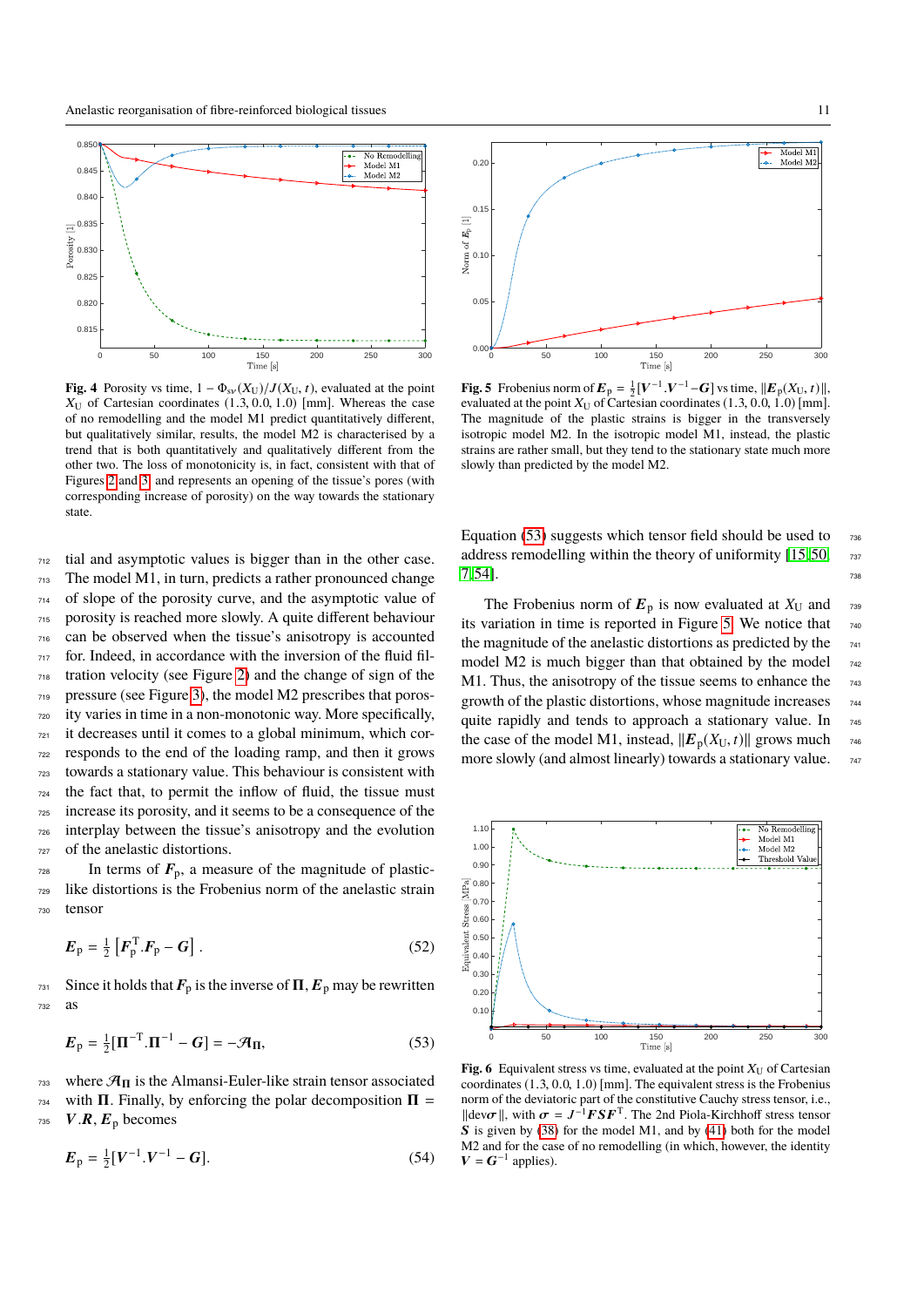**Fig. 4** Porosity vs time, $1 - \Phi_{s\nu}(X_U)/J(X_U, t)$, evaluated at the point $X_U$ of Cartesian coordinates (1.3, 0.0, 1.0) [mm]. Whereas the case of no remodelling and the model M1 predict quantitatively different, but qualitatively similar, results, the model M2 is characterised by a trend that is both quantitatively and qualitatively different from the other two. The loss of monotonicity is, in fact, consistent with that of Figures 2 and 3, and represents an opening of the tissue's pores (with corresponding increase of porosity) on the way towards the stationary state.

**Fig. 5** Frobenius norm of $\boldsymbol{E}_p = \frac{1}{2}[\boldsymbol{V}^{-1}.\boldsymbol{V}^{-1} - \boldsymbol{G}]$ vs time, $\|\boldsymbol{E}_p(X_U, t)\|$, evaluated at the point $X_U$ of Cartesian coordinates (1.3, 0.0, 1.0) [mm]. The magnitude of the plastic strains is bigger in the transversely isotropic model M2. In the isotropic model M1, instead, the plastic strains are rather small, but they tend to the stationary state much more slowly than predicted by the model M2.

tial and asymptotic values is bigger than in the other case. The model M1, in turn, predicts a rather pronounced change of slope of the porosity curve, and the asymptotic value of porosity is reached more slowly. A quite different behaviour can be observed when the tissue's anisotropy is accounted for. Indeed, in accordance with the inversion of the fluid filtration velocity (see Figure 2) and the change of sign of the pressure (see Figure 3), the model M2 prescribes that porosity varies in time in a non-monotonic way. More specifically, it decreases until it comes to a global minimum, which corresponds to the end of the loading ramp, and then it grows towards a stationary value. This behaviour is consistent with the fact that, to permit the inflow of fluid, the tissue must increase its porosity, and it seems to be a consequence of the interplay between the tissue's anisotropy and the evolution of the anelastic distortions.

In terms of $\boldsymbol{F}_p$, a measure of the magnitude of plastic-like distortions is the Frobenius norm of the anelastic strain tensor

$$\boldsymbol{E}_p = \tfrac{1}{2}\left[\boldsymbol{F}_p^{\mathrm{T}}.\boldsymbol{F}_p - \boldsymbol{G}\right]. \tag{52}$$

Since it holds that $\boldsymbol{F}_p$ is the inverse of $\boldsymbol{\Pi}$, $\boldsymbol{E}_p$ may be rewritten as

$$\boldsymbol{E}_p = \tfrac{1}{2}[\boldsymbol{\Pi}^{-\mathrm{T}}.\boldsymbol{\Pi}^{-1} - \boldsymbol{G}] = -\mathcal{A}_{\boldsymbol{\Pi}}, \tag{53}$$

where $\mathcal{A}_{\boldsymbol{\Pi}}$ is the Almansi-Euler-like strain tensor associated with $\boldsymbol{\Pi}$. Finally, by enforcing the polar decomposition $\boldsymbol{\Pi} = \boldsymbol{V}.\boldsymbol{R}$, $\boldsymbol{E}_p$ becomes

$$\boldsymbol{E}_p = \tfrac{1}{2}[\boldsymbol{V}^{-1}.\boldsymbol{V}^{-1} - \boldsymbol{G}]. \tag{54}$$

Equation (53) suggests which tensor field should be used to address remodelling within the theory of uniformity [15, 50, 7, 54].

The Frobenius norm of $\boldsymbol{E}_p$ is now evaluated at $X_U$ and its variation in time is reported in Figure 5. We notice that the magnitude of the anelastic distortions as predicted by the model M2 is much bigger than that obtained by the model M1. Thus, the anisotropy of the tissue seems to enhance the growth of the plastic distortions, whose magnitude increases quite rapidly and tends to approach a stationary value. In the case of the model M1, instead, $\|\boldsymbol{E}_p(X_U, t)\|$ grows much more slowly (and almost linearly) towards a stationary value.

**Fig. 6** Equivalent stress vs time, evaluated at the point $X_U$ of Cartesian coordinates (1.3, 0.0, 1.0) [mm]. The equivalent stress is the Frobenius norm of the deviatoric part of the constitutive Cauchy stress tensor, i.e., $\|\mathrm{dev}\boldsymbol{\sigma}\|$, with $\boldsymbol{\sigma} = J^{-1}\boldsymbol{F}\boldsymbol{S}\boldsymbol{F}^{\mathrm{T}}$. The 2nd Piola-Kirchhoff stress tensor $\boldsymbol{S}$ is given by (38) for the model M1, and by (41) both for the model M2 and for the case of no remodelling (in which, however, the identity $\boldsymbol{V} = \boldsymbol{G}^{-1}$ applies).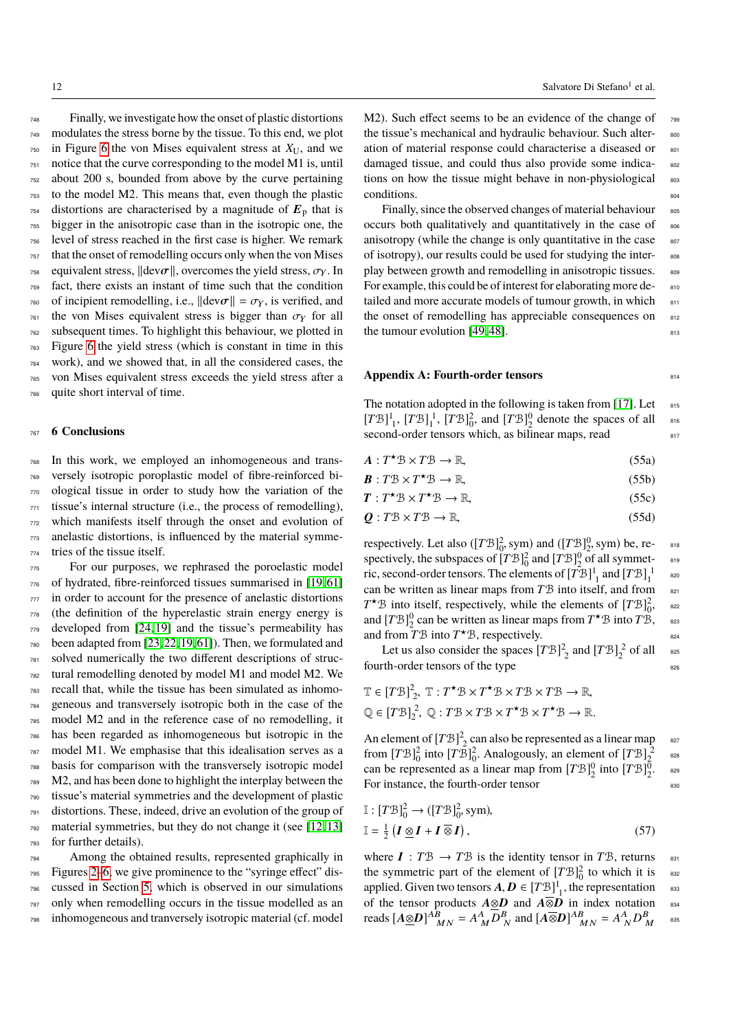Finally, we investigate how the onset of plastic distortions modulates the stress borne by the tissue. To this end, we plot in Figure 6 the von Mises equivalent stress at $X_{\mathrm{U}}$, and we notice that the curve corresponding to the model M1 is, until about 200 s, bounded from above by the curve pertaining to the model M2. This means that, even though the plastic distortions are characterised by a magnitude of $\boldsymbol{E}_{\mathrm{p}}$ that is bigger in the anisotropic case than in the isotropic one, the level of stress reached in the first case is higher. We remark that the onset of remodelling occurs only when the von Mises equivalent stress, $\|\mathrm{dev}\boldsymbol{\sigma}\|$, overcomes the yield stress, $\sigma_Y$. In fact, there exists an instant of time such that the condition of incipient remodelling, i.e., $\|\mathrm{dev}\boldsymbol{\sigma}\| = \sigma_Y$, is verified, and the von Mises equivalent stress is bigger than $\sigma_Y$ for all subsequent times. To highlight this behaviour, we plotted in Figure 6 the yield stress (which is constant in time in this work), and we showed that, in all the considered cases, the von Mises equivalent stress exceeds the yield stress after a quite short interval of time.

## 6 Conclusions

In this work, we employed an inhomogeneous and transversely isotropic poroplastic model of fibre-reinforced biological tissue in order to study how the variation of the tissue's internal structure (i.e., the process of remodelling), which manifests itself through the onset and evolution of anelastic distortions, is influenced by the material symmetries of the tissue itself.

For our purposes, we rephrased the poroelastic model of hydrated, fibre-reinforced tissues summarised in [19,61] in order to account for the presence of anelastic distortions (the definition of the hyperelastic strain energy energy is developed from [24,19] and the tissue's permeability has been adapted from [23,22,19,61]). Then, we formulated and solved numerically the two different descriptions of structural remodelling denoted by model M1 and model M2. We recall that, while the tissue has been simulated as inhomogeneous and transversely isotropic both in the case of the model M2 and in the reference case of no remodelling, it has been regarded as inhomogeneous but isotropic in the model M1. We emphasise that this idealisation serves as a basis for comparison with the transversely isotropic model M2, and has been done to highlight the interplay between the tissue's material symmetries and the development of plastic distortions. These, indeed, drive an evolution of the group of material symmetries, but they do not change it (see [12,13] for further details).

Among the obtained results, represented graphically in Figures 2–6, we give prominence to the "syringe effect" discussed in Section 5, which is observed in our simulations only when remodelling occurs in the tissue modelled as an inhomogeneous and tranversely isotropic material (cf. model M2). Such effect seems to be an evidence of the change of the tissue's mechanical and hydraulic behaviour. Such alteration of material response could characterise a diseased or damaged tissue, and could thus also provide some indications on how the tissue might behave in non-physiological conditions.

Finally, since the observed changes of material behaviour occurs both qualitatively and quantitatively in the case of anisotropy (while the change is only quantitative in the case of isotropy), our results could be used for studying the interplay between growth and remodelling in anisotropic tissues. For example, this could be of interest for elaborating more detailed and more accurate models of tumour growth, in which the onset of remodelling has appreciable consequences on the tumour evolution [49,48].

## Appendix A: Fourth-order tensors

The notation adopted in the following is taken from [17]. Let $[T\mathcal{B}]^1{}_1$, $[T\mathcal{B}]_1{}^1$, $[T\mathcal{B}]^2_0$, and $[T\mathcal{B}]^0_2$ denote the spaces of all second-order tensors which, as bilinear maps, read

$$\boldsymbol{A} : T^\star\mathcal{B} \times T\mathcal{B} \to \mathbb{R}, \tag{55a}$$

$$\boldsymbol{B} : T\mathcal{B} \times T^\star\mathcal{B} \to \mathbb{R}, \tag{55b}$$

$$\boldsymbol{T} : T^\star\mathcal{B} \times T^\star\mathcal{B} \to \mathbb{R}, \tag{55c}$$

$$\boldsymbol{Q} : T\mathcal{B} \times T\mathcal{B} \to \mathbb{R}, \tag{55d}$$

respectively. Let also $([T\mathcal{B}]^2_0, \mathrm{sym})$ and $([T\mathcal{B}]^0_2, \mathrm{sym})$ be, respectively, the subspaces of $[T\mathcal{B}]^2_0$ and $[T\mathcal{B}]^0_2$ of all symmetric, second-order tensors. The elements of $[T\mathcal{B}]^1{}_1$ and $[T\mathcal{B}]_1{}^1$ can be written as linear maps from $T\mathcal{B}$ into itself, and from $T^\star\mathcal{B}$ into itself, respectively, while the elements of $[T\mathcal{B}]^2_0$, and $[T\mathcal{B}]^0_2$ can be written as linear maps from $T^\star\mathcal{B}$ into $T\mathcal{B}$, and from $T\mathcal{B}$ into $T^\star\mathcal{B}$, respectively.

Let us also consider the spaces $[T\mathcal{B}]^2{}_2$ and $[T\mathcal{B}]_2{}^2$ of all fourth-order tensors of the type

$$\mathbb{T} \in [T\mathcal{B}]^2{}_2,\ \mathbb{T} : T^\star\mathcal{B} \times T^\star\mathcal{B} \times T\mathcal{B} \times T\mathcal{B} \to \mathbb{R},$$

$$\mathbb{Q} \in [T\mathcal{B}]_2{}^2,\ \mathbb{Q} : T\mathcal{B} \times T\mathcal{B} \times T^\star\mathcal{B} \times T^\star\mathcal{B} \to \mathbb{R}.$$

An element of $[T\mathcal{B}]^2{}_2$ can also be represented as a linear map from $[T\mathcal{B}]^2_0$ into $[T\mathcal{B}]^2_0$. Analogously, an element of $[T\mathcal{B}]_2{}^2$ can be represented as a linear map from $[T\mathcal{B}]^0_2$ into $[T\mathcal{B}]^0_2$. For instance, the fourth-order tensor

$$\mathbb{I} : [T\mathcal{B}]^2_0 \to ([T\mathcal{B}]^2_0, \mathrm{sym}),$$

$$\mathbb{I} = \tfrac{1}{2}\left(\boldsymbol{I} \,\underline{\otimes}\, \boldsymbol{I} + \boldsymbol{I} \,\overline{\otimes}\, \boldsymbol{I}\right), \tag{57}$$

where $\boldsymbol{I} : T\mathcal{B} \to T\mathcal{B}$ is the identity tensor in $T\mathcal{B}$, returns the symmetric part of the element of $[T\mathcal{B}]^2_0$ to which it is applied. Given two tensors $\boldsymbol{A}, \boldsymbol{D} \in [T\mathcal{B}]^1{}_1$, the representation of the tensor products $\boldsymbol{A} \underline{\otimes} \boldsymbol{D}$ and $\boldsymbol{A} \overline{\otimes} \boldsymbol{D}$ in index notation reads $[\boldsymbol{A} \underline{\otimes} \boldsymbol{D}]^{AB}{}_{MN} = A^A{}_M D^B{}_N$ and $[\boldsymbol{A} \overline{\otimes} \boldsymbol{D}]^{AB}{}_{MN} = A^A{}_N D^B{}_M$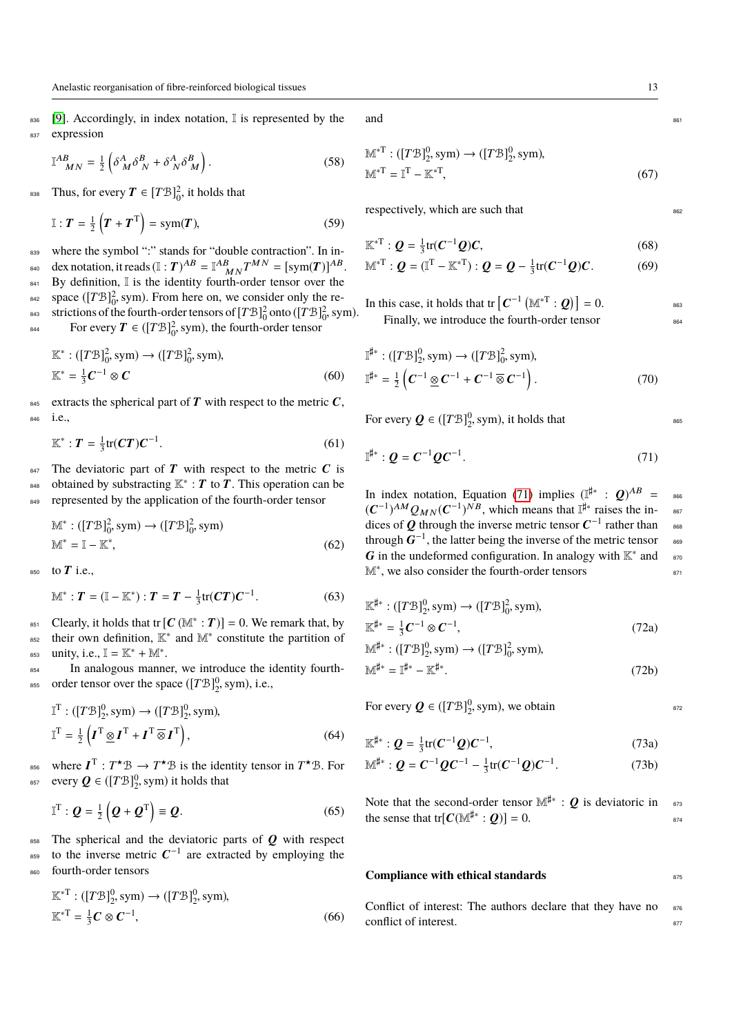[9]. Accordingly, in index notation, $\mathbb{I}$ is represented by the expression

$$\mathbb{I}^{AB}{}_{MN} = \tfrac{1}{2}\left(\delta^A{}_M \delta^B{}_N + \delta^A{}_N \delta^B{}_M\right). \tag{58}$$

Thus, for every $\boldsymbol{T} \in [T\mathcal{B}]^2_0$, it holds that

$$\mathbb{I} : \boldsymbol{T} = \tfrac{1}{2}\left(\boldsymbol{T} + \boldsymbol{T}^{\mathrm{T}}\right) = \mathrm{sym}(\boldsymbol{T}), \tag{59}$$

where the symbol ":" stands for "double contraction". In index notation, it reads $(\mathbb{I} : \boldsymbol{T})^{AB} = \mathbb{I}^{AB}{}_{MN} T^{MN} = [\mathrm{sym}(\boldsymbol{T})]^{AB}$. By definition, $\mathbb{I}$ is the identity fourth-order tensor over the space $([T\mathcal{B}]^2_0, \mathrm{sym})$. From here on, we consider only the restrictions of the fourth-order tensors of $[T\mathcal{B}]^2_0$ onto $([T\mathcal{B}]^2_0, \mathrm{sym})$.

For every $\boldsymbol{T} \in ([T\mathcal{B}]^2_0, \mathrm{sym})$, the fourth-order tensor

$$\mathbb{K}^* : ([T\mathcal{B}]^2_0, \mathrm{sym}) \to ([T\mathcal{B}]^2_0, \mathrm{sym}), \quad \mathbb{K}^* = \tfrac{1}{3}\boldsymbol{C}^{-1} \otimes \boldsymbol{C} \tag{60}$$

extracts the spherical part of $\boldsymbol{T}$ with respect to the metric $\boldsymbol{C}$, i.e.,

$$\mathbb{K}^* : \boldsymbol{T} = \tfrac{1}{3}\mathrm{tr}(\boldsymbol{C}\boldsymbol{T})\boldsymbol{C}^{-1}. \tag{61}$$

The deviatoric part of $\boldsymbol{T}$ with respect to the metric $\boldsymbol{C}$ is obtained by substracting $\mathbb{K}^* : \boldsymbol{T}$ to $\boldsymbol{T}$. This operation can be represented by the application of the fourth-order tensor

$$\mathbb{M}^* : ([T\mathcal{B}]^2_0, \mathrm{sym}) \to ([T\mathcal{B}]^2_0, \mathrm{sym}), \quad \mathbb{M}^* = \mathbb{I} - \mathbb{K}^*, \tag{62}$$

to $\boldsymbol{T}$ i.e.,

$$\mathbb{M}^* : \boldsymbol{T} = (\mathbb{I} - \mathbb{K}^*) : \boldsymbol{T} = \boldsymbol{T} - \tfrac{1}{3}\mathrm{tr}(\boldsymbol{C}\boldsymbol{T})\boldsymbol{C}^{-1}. \tag{63}$$

Clearly, it holds that $\mathrm{tr}\,[\boldsymbol{C}\,(\mathbb{M}^* : \boldsymbol{T})] = 0$. We remark that, by their own definition, $\mathbb{K}^*$ and $\mathbb{M}^*$ constitute the partition of unity, i.e., $\mathbb{I} = \mathbb{K}^* + \mathbb{M}^*$.

In analogous manner, we introduce the identity fourth-order tensor over the space $([T\mathcal{B}]^0_2, \mathrm{sym})$, i.e.,

$$\mathbb{I}^{\mathrm{T}} : ([T\mathcal{B}]^0_2, \mathrm{sym}) \to ([T\mathcal{B}]^0_2, \mathrm{sym}), \quad \mathbb{I}^{\mathrm{T}} = \tfrac{1}{2}\left(\boldsymbol{I}^{\mathrm{T}} \underline{\otimes} \boldsymbol{I}^{\mathrm{T}} + \boldsymbol{I}^{\mathrm{T}} \overline{\otimes} \boldsymbol{I}^{\mathrm{T}}\right), \tag{64}$$

where $\boldsymbol{I}^{\mathrm{T}} : T^\star\mathcal{B} \to T^\star\mathcal{B}$ is the identity tensor in $T^\star\mathcal{B}$. For every $\boldsymbol{Q} \in ([T\mathcal{B}]^0_2, \mathrm{sym})$ it holds that

$$\mathbb{I}^{\mathrm{T}} : \boldsymbol{Q} = \tfrac{1}{2}\left(\boldsymbol{Q} + \boldsymbol{Q}^{\mathrm{T}}\right) \equiv \boldsymbol{Q}. \tag{65}$$

The spherical and the deviatoric parts of $\boldsymbol{Q}$ with respect to the inverse metric $\boldsymbol{C}^{-1}$ are extracted by employing the fourth-order tensors

$$\mathbb{K}^{*\mathrm{T}} : ([T\mathcal{B}]^0_2, \mathrm{sym}) \to ([T\mathcal{B}]^0_2, \mathrm{sym}), \quad \mathbb{K}^{*\mathrm{T}} = \tfrac{1}{3}\boldsymbol{C} \otimes \boldsymbol{C}^{-1}, \tag{66}$$

and

$$\mathbb{M}^{*\mathrm{T}} : ([T\mathcal{B}]^0_2, \mathrm{sym}) \to ([T\mathcal{B}]^0_2, \mathrm{sym}), \quad \mathbb{M}^{*\mathrm{T}} = \mathbb{I}^{\mathrm{T}} - \mathbb{K}^{*\mathrm{T}}, \tag{67}$$

respectively, which are such that

$$\mathbb{K}^{*\mathrm{T}} : \boldsymbol{Q} = \tfrac{1}{3}\mathrm{tr}(\boldsymbol{C}^{-1}\boldsymbol{Q})\boldsymbol{C}, \tag{68}$$

$$\mathbb{M}^{*\mathrm{T}} : \boldsymbol{Q} = (\mathbb{I}^{\mathrm{T}} - \mathbb{K}^{*\mathrm{T}}) : \boldsymbol{Q} = \boldsymbol{Q} - \tfrac{1}{3}\mathrm{tr}(\boldsymbol{C}^{-1}\boldsymbol{Q})\boldsymbol{C}. \tag{69}$$

In this case, it holds that $\mathrm{tr}\left[\boldsymbol{C}^{-1}\left(\mathbb{M}^{*\mathrm{T}} : \boldsymbol{Q}\right)\right] = 0$.

Finally, we introduce the fourth-order tensor

$$\mathbb{I}^{\sharp*} : ([T\mathcal{B}]^0_2, \mathrm{sym}) \to ([T\mathcal{B}]^2_0, \mathrm{sym}), \quad \mathbb{I}^{\sharp*} = \tfrac{1}{2}\left(\boldsymbol{C}^{-1} \underline{\otimes} \boldsymbol{C}^{-1} + \boldsymbol{C}^{-1} \overline{\otimes} \boldsymbol{C}^{-1}\right). \tag{70}$$

For every $\boldsymbol{Q} \in ([T\mathcal{B}]^0_2, \mathrm{sym})$, it holds that

$$\mathbb{I}^{\sharp*} : \boldsymbol{Q} = \boldsymbol{C}^{-1}\boldsymbol{Q}\boldsymbol{C}^{-1}. \tag{71}$$

In index notation, Equation (71) implies $(\mathbb{I}^{\sharp*} : \boldsymbol{Q})^{AB} = (\boldsymbol{C}^{-1})^{AM} Q_{MN} (\boldsymbol{C}^{-1})^{NB}$, which means that $\mathbb{I}^{\sharp*}$ raises the indices of $\boldsymbol{Q}$ through the inverse metric tensor $\boldsymbol{C}^{-1}$ rather than through $\boldsymbol{G}^{-1}$, the latter being the inverse of the metric tensor $\boldsymbol{G}$ in the undeformed configuration. In analogy with $\mathbb{K}^*$ and $\mathbb{M}^*$, we also consider the fourth-order tensors

$$\mathbb{K}^{\sharp*} : ([T\mathcal{B}]^0_2, \mathrm{sym}) \to ([T\mathcal{B}]^2_0, \mathrm{sym}), \quad \mathbb{K}^{\sharp*} = \tfrac{1}{3}\boldsymbol{C}^{-1} \otimes \boldsymbol{C}^{-1}, \tag{72a}$$

$$\mathbb{M}^{\sharp*} : ([T\mathcal{B}]^0_2, \mathrm{sym}) \to ([T\mathcal{B}]^2_0, \mathrm{sym}), \quad \mathbb{M}^{\sharp*} = \mathbb{I}^{\sharp*} - \mathbb{K}^{\sharp*}. \tag{72b}$$

For every $\boldsymbol{Q} \in ([T\mathcal{B}]^0_2, \mathrm{sym})$, we obtain

$$\mathbb{K}^{\sharp*} : \boldsymbol{Q} = \tfrac{1}{3}\mathrm{tr}(\boldsymbol{C}^{-1}\boldsymbol{Q})\boldsymbol{C}^{-1}, \tag{73a}$$

$$\mathbb{M}^{\sharp*} : \boldsymbol{Q} = \boldsymbol{C}^{-1}\boldsymbol{Q}\boldsymbol{C}^{-1} - \tfrac{1}{3}\mathrm{tr}(\boldsymbol{C}^{-1}\boldsymbol{Q})\boldsymbol{C}^{-1}. \tag{73b}$$

Note that the second-order tensor $\mathbb{M}^{\sharp*} : \boldsymbol{Q}$ is deviatoric in the sense that $\mathrm{tr}[\boldsymbol{C}(\mathbb{M}^{\sharp*} : \boldsymbol{Q})] = 0$.

## Compliance with ethical standards

Conflict of interest: The authors declare that they have no conflict of interest.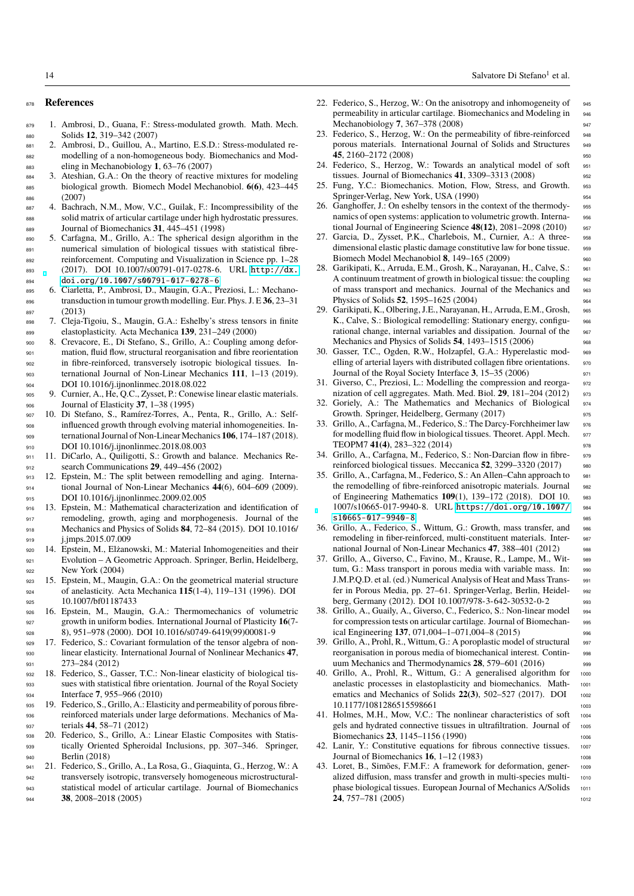## References

1. Ambrosi, D., Guana, F.: Stress-modulated growth. Math. Mech. Solids **12**, 319–342 (2007)
2. Ambrosi, D., Guillou, A., Martino, E.S.D.: Stress-modulated remodelling of a non-homogeneous body. Biomechanics and Modeling in Mechanobiology **1**, 63–76 (2007)
3. Ateshian, G.A.: On the theory of reactive mixtures for modeling biological growth. Biomech Model Mechanobiol. **6(6)**, 423–445 (2007)
4. Bachrach, N.M., Mow, V.C., Guilak, F.: Incompressibility of the solid matrix of articular cartilage under high hydrostatic pressures. Journal of Biomechanics **31**, 445–451 (1998)
5. Carfagna, M., Grillo, A.: The spherical design algorithm in the numerical simulation of biological tissues with statistical fibre-reinforcement. Computing and Visualization in Science pp. 1–28 (2017). DOI 10.1007/s00791-017-0278-6. URL http://dx.doi.org/10.1007/s00791-017-0278-6
6. Ciarletta, P., Ambrosi, D., Maugin, G.A., Preziosi, L.: Mechano-transduction in tumour growth modelling. Eur. Phys. J. E **36**, 23–31 (2013)
7. Cleja-Tigoiu, S., Maugin, G.A.: Eshelby's stress tensors in finite elastoplasticity. Acta Mechanica **139**, 231–249 (2000)
8. Crevacore, E., Di Stefano, S., Grillo, A.: Coupling among deformation, fluid flow, structural reorganisation and fibre reorientation in fibre-reinforced, transversely isotropic biological tissues. International Journal of Non-Linear Mechanics **111**, 1–13 (2019). DOI 10.1016/j.ijnonlinmec.2018.08.022
9. Curnier, A., He, Q.C., Zysset, P.: Conewise linear elastic materials. Journal of Elasticity **37**, 1–38 (1995)
10. Di Stefano, S., Ramírez-Torres, A., Penta, R., Grillo, A.: Self-influenced growth through evolving material inhomogeneities. International Journal of Non-Linear Mechanics **106**, 174–187 (2018). DOI 10.1016/j.ijnonlinmec.2018.08.003
11. DiCarlo, A., Quiligotti, S.: Growth and balance. Mechanics Research Communications **29**, 449–456 (2002)
12. Epstein, M.: The split between remodelling and aging. International Journal of Non-Linear Mechanics **44**(6), 604–609 (2009). DOI 10.1016/j.ijnonlinmec.2009.02.005
13. Epstein, M.: Mathematical characterization and identification of remodeling, growth, aging and morphogenesis. Journal of the Mechanics and Physics of Solids **84**, 72–84 (2015). DOI 10.1016/j.jmps.2015.07.009
14. Epstein, M., Elżanowski, M.: Material Inhomogeneities and their Evolution – A Geometric Approach. Springer, Berlin, Heidelberg, New York (2004)
15. Epstein, M., Maugin, G.A.: On the geometrical material structure of anelasticity. Acta Mechanica **115**(1-4), 119–131 (1996). DOI 10.1007/bf01187433
16. Epstein, M., Maugin, G.A.: Thermomechanics of volumetric growth in uniform bodies. International Journal of Plasticity **16**(7-8), 951–978 (2000). DOI 10.1016/s0749-6419(99)00081-9
17. Federico, S.: Covariant formulation of the tensor algebra of non-linear elasticity. International Journal of Nonlinear Mechanics **47**, 273–284 (2012)
18. Federico, S., Gasser, T.C.: Non-linear elasticity of biological tissues with statistical fibre orientation. Journal of the Royal Society Interface **7**, 955–966 (2010)
19. Federico, S., Grillo, A.: Elasticity and permeability of porous fibre-reinforced materials under large deformations. Mechanics of Materials **44**, 58–71 (2012)
20. Federico, S., Grillo, A.: Linear Elastic Composites with Statistically Oriented Spheroidal Inclusions, pp. 307–346. Springer, Berlin (2018)
21. Federico, S., Grillo, A., La Rosa, G., Giaquinta, G., Herzog, W.: A transversely isotropic, transversely homogeneous microstructural-statistical model of articular cartilage. Journal of Biomechanics **38**, 2008–2018 (2005)
22. Federico, S., Herzog, W.: On the anisotropy and inhomogeneity of permeability in articular cartilage. Biomechanics and Modeling in Mechanobiology **7**, 367–378 (2008)
23. Federico, S., Herzog, W.: On the permeability of fibre-reinforced porous materials. International Journal of Solids and Structures **45**, 2160–2172 (2008)
24. Federico, S., Herzog, W.: Towards an analytical model of soft tissues. Journal of Biomechanics **41**, 3309–3313 (2008)
25. Fung, Y.C.: Biomechanics. Motion, Flow, Stress, and Growth. Springer-Verlag, New York, USA (1990)
26. Ganghoffer, J.: On eshelby tensors in the context of the thermodynamics of open systems: application to volumetric growth. International Journal of Engineering Science **48(12)**, 2081–2098 (2010)
27. Garcia, D., Zysset, P.K., Charlebois, M., Curnier, A.: A three-dimensional elastic plastic damage constitutive law for bone tissue. Biomech Model Mechanobiol **8**, 149–165 (2009)
28. Garikipati, K., Arruda, E.M., Grosh, K., Narayanan, H., Calve, S.: A continuum treatment of growth in biological tissue: the coupling of mass transport and mechanics. Journal of the Mechanics and Physics of Solids **52**, 1595–1625 (2004)
29. Garikipati, K., Olbering, J.E., Narayanan, H., Arruda, E.M., Grosh, K., Calve, S.: Biological remodelling: Stationary energy, configurational change, internal variables and dissipation. Journal of the Mechanics and Physics of Solids **54**, 1493–1515 (2006)
30. Gasser, T.C., Ogden, R.W., Holzapfel, G.A.: Hyperelastic modelling of arterial layers with distributed collagen fibre orientations. Journal of the Royal Society Interface **3**, 15–35 (2006)
31. Giverso, C., Preziosi, L.: Modelling the compression and reorganization of cell aggregates. Math. Med. Biol. **29**, 181–204 (2012)
32. Goriely, A.: The Mathematics and Mechanics of Biological Growth. Springer, Heidelberg, Germany (2017)
33. Grillo, A., Carfagna, M., Federico, S.: The Darcy-Forchheimer law for modelling fluid flow in biological tissues. Theoret. Appl. Mech. TEOPM7 **41(4)**, 283–322 (2014)
34. Grillo, A., Carfagna, M., Federico, S.: Non-Darcian flow in fibre-reinforced biological tissues. Meccanica **52**, 3299–3320 (2017)
35. Grillo, A., Carfagna, M., Federico, S.: An Allen–Cahn approach to the remodelling of fibre-reinforced anisotropic materials. Journal of Engineering Mathematics **109**(1), 139–172 (2018). DOI 10.1007/s10665-017-9940-8. URL https://doi.org/10.1007/s10665-017-9940-8
36. Grillo, A., Federico, S., Wittum, G.: Growth, mass transfer, and remodeling in fiber-reinforced, multi-constituent materials. International Journal of Non-Linear Mechanics **47**, 388–401 (2012)
37. Grillo, A., Giverso, C., Favino, M., Krause, R., Lampe, M., Wittum, G.: Mass transport in porous media with variable mass. In: J.M.P.Q.D. et al. (ed.) Numerical Analysis of Heat and Mass Transfer in Porous Media, pp. 27–61. Springer-Verlag, Berlin, Heidelberg, Germany (2012). DOI 10.1007/978-3-642-30532-0-2
38. Grillo, A., Guaily, A., Giverso, C., Federico, S.: Non-linear model for compression tests on articular cartilage. Journal of Biomechanical Engineering **137**, 071,004–1–071,004–8 (2015)
39. Grillo, A., Prohl, R., Wittum, G.: A poroplastic model of structural reorganisation in porous media of biomechanical interest. Continuum Mechanics and Thermodynamics **28**, 579–601 (2016)
40. Grillo, A., Prohl, R., Wittum, G.: A generalised algorithm for anelastic processes in elastoplasticity and biomechanics. Mathematics and Mechanics of Solids **22(3)**, 502–527 (2017). DOI 10.1177/1081286515598661
41. Holmes, M.H., Mow, V.C.: The nonlinear characteristics of soft gels and hydrated connective tissues in ultrafiltration. Journal of Biomechanics **23**, 1145–1156 (1990)
42. Lanir, Y.: Constitutive equations for fibrous connective tissues. Journal of Biomechanics **16**, 1–12 (1983)
43. Loret, B., Simões, F.M.F.: A framework for deformation, generalized diffusion, mass transfer and growth in multi-species multi-phase biological tissues. European Journal of Mechanics A/Solids **24**, 757–781 (2005)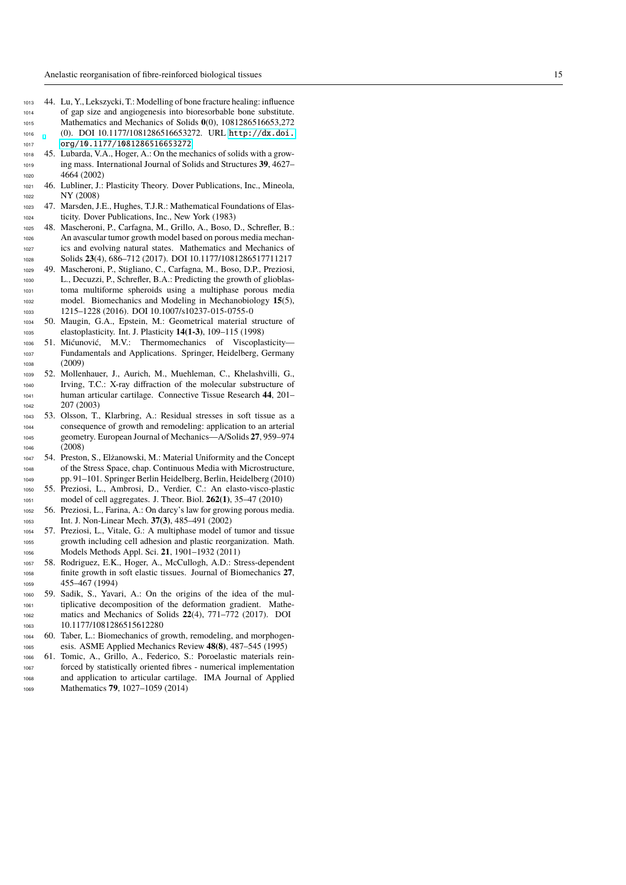44. Lu, Y., Lekszycki, T.: Modelling of bone fracture healing: influence of gap size and angiogenesis into bioresorbable bone substitute. Mathematics and Mechanics of Solids **0**(0), 1081286516653,272 (0). DOI 10.1177/1081286516653272. URL http://dx.doi.org/10.1177/1081286516653272
45. Lubarda, V.A., Hoger, A.: On the mechanics of solids with a growing mass. International Journal of Solids and Structures **39**, 4627–4664 (2002)
46. Lubliner, J.: Plasticity Theory. Dover Publications, Inc., Mineola, NY (2008)
47. Marsden, J.E., Hughes, T.J.R.: Mathematical Foundations of Elasticity. Dover Publications, Inc., New York (1983)
48. Mascheroni, P., Carfagna, M., Grillo, A., Boso, D., Schrefler, B.: An avascular tumor growth model based on porous media mechanics and evolving natural states. Mathematics and Mechanics of Solids **23**(4), 686–712 (2017). DOI 10.1177/1081286517711217
49. Mascheroni, P., Stigliano, C., Carfagna, M., Boso, D.P., Preziosi, L., Decuzzi, P., Schrefler, B.A.: Predicting the growth of glioblastoma multiforme spheroids using a multiphase porous media model. Biomechanics and Modeling in Mechanobiology **15**(5), 1215–1228 (2016). DOI 10.1007/s10237-015-0755-0
50. Maugin, G.A., Epstein, M.: Geometrical material structure of elastoplasticity. Int. J. Plasticity **14(1-3)**, 109–115 (1998)
51. Mićunović, M.V.: Thermomechanics of Viscoplasticity—Fundamentals and Applications. Springer, Heidelberg, Germany (2009)
52. Mollenhauer, J., Aurich, M., Muehleman, C., Khelashvilli, G., Irving, T.C.: X-ray diffraction of the molecular substructure of human articular cartilage. Connective Tissue Research **44**, 201–207 (2003)
53. Olsson, T., Klarbring, A.: Residual stresses in soft tissue as a consequence of growth and remodeling: application to an arterial geometry. European Journal of Mechanics—A/Solids **27**, 959–974 (2008)
54. Preston, S., Elżanowski, M.: Material Uniformity and the Concept of the Stress Space, chap. Continuous Media with Microstructure, pp. 91–101. Springer Berlin Heidelberg, Berlin, Heidelberg (2010)
55. Preziosi, L., Ambrosi, D., Verdier, C.: An elasto-visco-plastic model of cell aggregates. J. Theor. Biol. **262(1)**, 35–47 (2010)
56. Preziosi, L., Farina, A.: On darcy's law for growing porous media. Int. J. Non-Linear Mech. **37(3)**, 485–491 (2002)
57. Preziosi, L., Vitale, G.: A multiphase model of tumor and tissue growth including cell adhesion and plastic reorganization. Math. Models Methods Appl. Sci. **21**, 1901–1932 (2011)
58. Rodriguez, E.K., Hoger, A., McCullogh, A.D.: Stress-dependent finite growth in soft elastic tissues. Journal of Biomechanics **27**, 455–467 (1994)
59. Sadik, S., Yavari, A.: On the origins of the idea of the multiplicative decomposition of the deformation gradient. Mathematics and Mechanics of Solids **22**(4), 771–772 (2017). DOI 10.1177/1081286515612280
60. Taber, L.: Biomechanics of growth, remodeling, and morphogenesis. ASME Applied Mechanics Review **48(8)**, 487–545 (1995)
61. Tomic, A., Grillo, A., Federico, S.: Poroelastic materials reinforced by statistically oriented fibres - numerical implementation and application to articular cartilage. IMA Journal of Applied Mathematics **79**, 1027–1059 (2014)